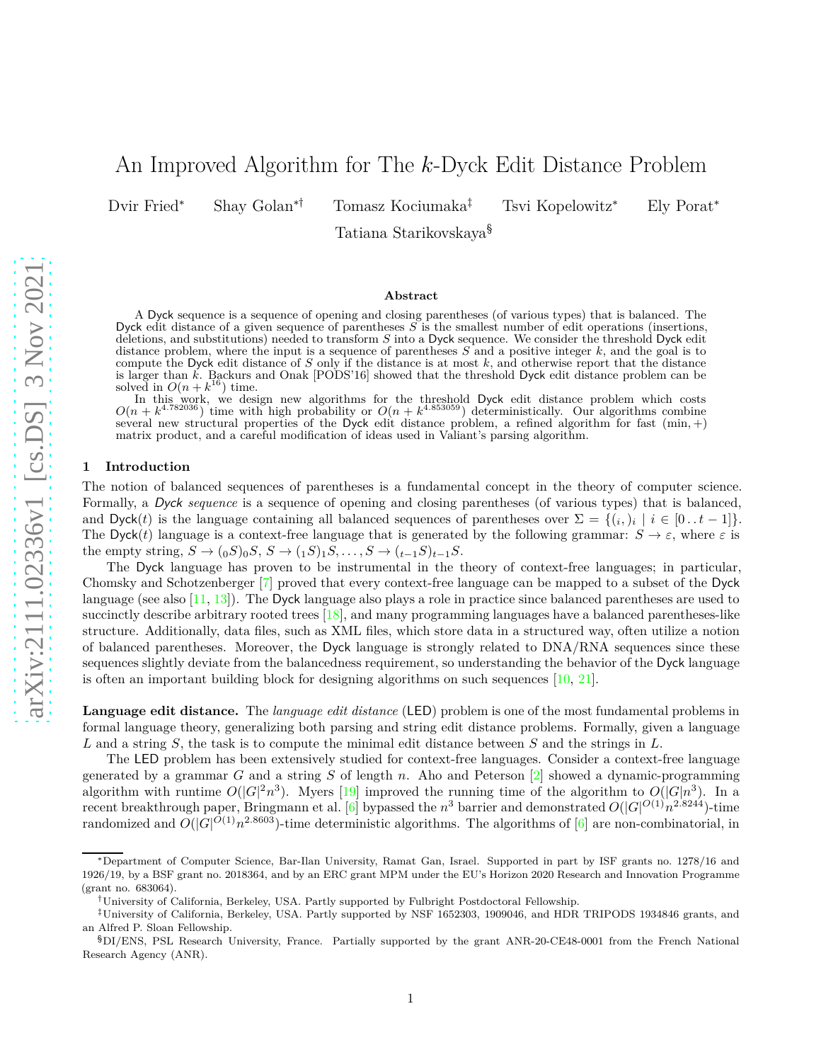# An Improved Algorithm for The $k$-Dyck Edit Distance Problem

Dvir Fried[*] Shay Golan[*†] Tomasz Kociumaka[‡] Tsvi Kopelowitz[*] Ely Porat[*]

Tatiana Starikovskaya[§]

## Abstract

A Dyck sequence is a sequence of opening and closing parentheses (of various types) that is balanced. The Dyck edit distance of a given sequence of parentheses $S$ is the smallest number of edit operations (insertions, deletions, and substitutions) needed to transform $S$ into a Dyck sequence. We consider the threshold Dyck edit distance problem, where the input is a sequence of parentheses $S$ and a positive integer $k$, and the goal is to compute the Dyck edit distance of $S$ only if the distance is at most $k$, and otherwise report that the distance is larger than $k$. Backurs and Onak [PODS'16] showed that the threshold Dyck edit distance problem can be solved in $O(n + k^{16})$ time.

In this work, we design new algorithms for the threshold Dyck edit distance problem which costs $O(n + k^{4.782036})$ time with high probability or $O(n + k^{4.853059})$ deterministically. Our algorithms combine several new structural properties of the Dyck edit distance problem, a refined algorithm for fast $(\min, +)$ matrix product, and a careful modification of ideas used in Valiant's parsing algorithm.

## 1 Introduction

The notion of balanced sequences of parentheses is a fundamental concept in the theory of computer science. Formally, a *Dyck sequence* is a sequence of opening and closing parentheses (of various types) that is balanced, and $\mathsf{Dyck}(t)$ is the language containing all balanced sequences of parentheses over $\Sigma = \{(_i, )_i \mid i \in [0\,..\,t-1]\}$. The $\mathsf{Dyck}(t)$ language is a context-free language that is generated by the following grammar: $S \to \varepsilon$, where $\varepsilon$ is the empty string, $S \to (_0 S)_0 S$, $S \to (_1 S)_1 S, \ldots, S \to (_{t-1} S)_{t-1} S$.

The Dyck language has proven to be instrumental in the theory of context-free languages; in particular, Chomsky and Schotzenberger [7] proved that every context-free language can be mapped to a subset of the Dyck language (see also [11, 13]). The Dyck language also plays a role in practice since balanced parentheses are used to succinctly describe arbitrary rooted trees [18], and many programming languages have a balanced parentheses-like structure. Additionally, data files, such as XML files, which store data in a structured way, often utilize a notion of balanced parentheses. Moreover, the Dyck language is strongly related to DNA/RNA sequences since these sequences slightly deviate from the balancedness requirement, so understanding the behavior of the Dyck language is often an important building block for designing algorithms on such sequences [10, 21].

**Language edit distance.** The *language edit distance* (LED) problem is one of the most fundamental problems in formal language theory, generalizing both parsing and string edit distance problems. Formally, given a language $L$ and a string $S$, the task is to compute the minimal edit distance between $S$ and the strings in $L$.

The LED problem has been extensively studied for context-free languages. Consider a context-free language generated by a grammar $G$ and a string $S$ of length $n$. Aho and Peterson [2] showed a dynamic-programming algorithm with runtime $O(|G|^2 n^3)$. Myers [19] improved the running time of the algorithm to $O(|G|n^3)$. In a recent breakthrough paper, Bringmann et al. [6] bypassed the $n^3$ barrier and demonstrated $O(|G|^{O(1)} n^{2.8244})$-time randomized and $O(|G|^{O(1)} n^{2.8603})$-time deterministic algorithms. The algorithms of [6] are non-combinatorial, in

---

[*] Department of Computer Science, Bar-Ilan University, Ramat Gan, Israel. Supported in part by ISF grants no. 1278/16 and 1926/19, by a BSF grant no. 2018364, and by an ERC grant MPM under the EU's Horizon 2020 Research and Innovation Programme (grant no. 683064).

[†] University of California, Berkeley, USA. Partly supported by Fulbright Postdoctoral Fellowship.

[‡] University of California, Berkeley, USA. Partly supported by NSF 1652303, 1909046, and HDR TRIPODS 1934846 grants, and an Alfred P. Sloan Fellowship.

[§] DI/ENS, PSL Research University, France. Partially supported by the grant ANR-20-CE48-0001 from the French National Research Agency (ANR).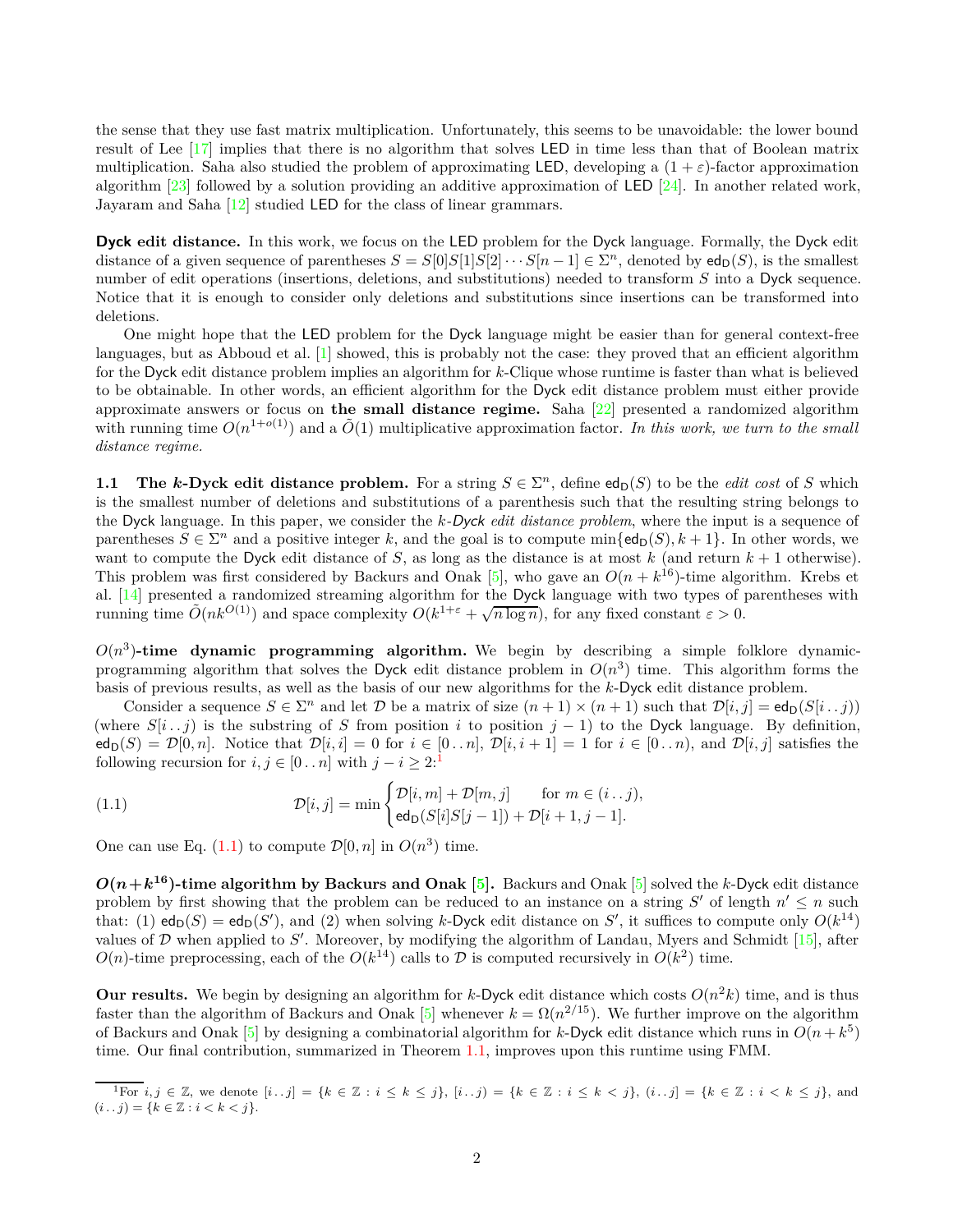the sense that they use fast matrix multiplication. Unfortunately, this seems to be unavoidable: the lower bound result of Lee [17] implies that there is no algorithm that solves LED in time less than that of Boolean matrix multiplication. Saha also studied the problem of approximating LED, developing a $(1+\varepsilon)$-factor approximation algorithm [23] followed by a solution providing an additive approximation of LED [24]. In another related work, Jayaram and Saha [12] studied LED for the class of linear grammars.

**Dyck edit distance.** In this work, we focus on the LED problem for the Dyck language. Formally, the Dyck edit distance of a given sequence of parentheses $S = S[0]S[1]S[2]\cdots S[n-1] \in \Sigma^n$, denoted by $\mathsf{ed_D}(S)$, is the smallest number of edit operations (insertions, deletions, and substitutions) needed to transform $S$ into a Dyck sequence. Notice that it is enough to consider only deletions and substitutions since insertions can be transformed into deletions.

One might hope that the LED problem for the Dyck language might be easier than for general context-free languages, but as Abboud et al. [1] showed, this is probably not the case: they proved that an efficient algorithm for the Dyck edit distance problem implies an algorithm for $k$-Clique whose runtime is faster than what is believed to be obtainable. In other words, an efficient algorithm for the Dyck edit distance problem must either provide approximate answers or focus on **the small distance regime.** Saha [22] presented a randomized algorithm with running time $O(n^{1+o(1)})$ and a $\tilde{O}(1)$ multiplicative approximation factor. *In this work, we turn to the small distance regime.*

## 1.1 The $k$-Dyck edit distance problem.

For a string $S \in \Sigma^n$, define $\mathsf{ed_D}(S)$ to be the *edit cost* of $S$ which is the smallest number of deletions and substitutions of a parenthesis such that the resulting string belongs to the Dyck language. In this paper, we consider the *$k$-Dyck edit distance problem*, where the input is a sequence of parentheses $S \in \Sigma^n$ and a positive integer $k$, and the goal is to compute $\min\{\mathsf{ed_D}(S), k+1\}$. In other words, we want to compute the Dyck edit distance of $S$, as long as the distance is at most $k$ (and return $k+1$ otherwise). This problem was first considered by Backurs and Onak [5], who gave an $O(n+k^{16})$-time algorithm. Krebs et al. [14] presented a randomized streaming algorithm for the Dyck language with two types of parentheses with running time $\tilde{O}(nk^{O(1)})$ and space complexity $O(k^{1+\varepsilon} + \sqrt{n \log n})$, for any fixed constant $\varepsilon > 0$.

**$O(n^3)$-time dynamic programming algorithm.** We begin by describing a simple folklore dynamic-programming algorithm that solves the Dyck edit distance problem in $O(n^3)$ time. This algorithm forms the basis of previous results, as well as the basis of our new algorithms for the $k$-Dyck edit distance problem.

Consider a sequence $S \in \Sigma^n$ and let $\mathcal{D}$ be a matrix of size $(n+1)\times(n+1)$ such that $\mathcal{D}[i,j] = \mathsf{ed_D}(S[i\,..\,j))$ (where $S[i\,..\,j)$ is the substring of $S$ from position $i$ to position $j-1$) to the Dyck language. By definition, $\mathsf{ed_D}(S) = \mathcal{D}[0,n]$. Notice that $\mathcal{D}[i,i] = 0$ for $i \in [0\,..\,n]$, $\mathcal{D}[i,i+1] = 1$ for $i \in [0\,..\,n)$, and $\mathcal{D}[i,j]$ satisfies the following recursion for $i,j \in [0\,..\,n]$ with $j - i \geq 2$:[1]

$$\mathcal{D}[i,j] = \min \begin{cases} \mathcal{D}[i,m] + \mathcal{D}[m,j] & \text{for } m \in (i\,..\,j), \\ \mathsf{ed_D}(S[i]S[j-1]) + \mathcal{D}[i+1,j-1]. \end{cases} \tag{1.1}$$

One can use Eq. (1.1) to compute $\mathcal{D}[0,n]$ in $O(n^3)$ time.

**$O(n+k^{16})$-time algorithm by Backurs and Onak [5].** Backurs and Onak [5] solved the $k$-Dyck edit distance problem by first showing that the problem can be reduced to an instance on a string $S'$ of length $n' \leq n$ such that: (1) $\mathsf{ed_D}(S) = \mathsf{ed_D}(S')$, and (2) when solving $k$-Dyck edit distance on $S'$, it suffices to compute only $O(k^{14})$ values of $\mathcal{D}$ when applied to $S'$. Moreover, by modifying the algorithm of Landau, Myers and Schmidt [15], after $O(n)$-time preprocessing, each of the $O(k^{14})$ calls to $\mathcal{D}$ is computed recursively in $O(k^2)$ time.

**Our results.** We begin by designing an algorithm for $k$-Dyck edit distance which costs $O(n^2k)$ time, and is thus faster than the algorithm of Backurs and Onak [5] whenever $k = \Omega(n^{2/15})$. We further improve on the algorithm of Backurs and Onak [5] by designing a combinatorial algorithm for $k$-Dyck edit distance which runs in $O(n+k^5)$ time. Our final contribution, summarized in Theorem 1.1, improves upon this runtime using FMM.

---

[1] For $i,j \in \mathbb{Z}$, we denote $[i\,..\,j] = \{k \in \mathbb{Z} : i \leq k \leq j\}$, $[i\,..\,j) = \{k \in \mathbb{Z} : i \leq k < j\}$, $(i\,..\,j] = \{k \in \mathbb{Z} : i < k \leq j\}$, and $(i\,..\,j) = \{k \in \mathbb{Z} : i < k < j\}$.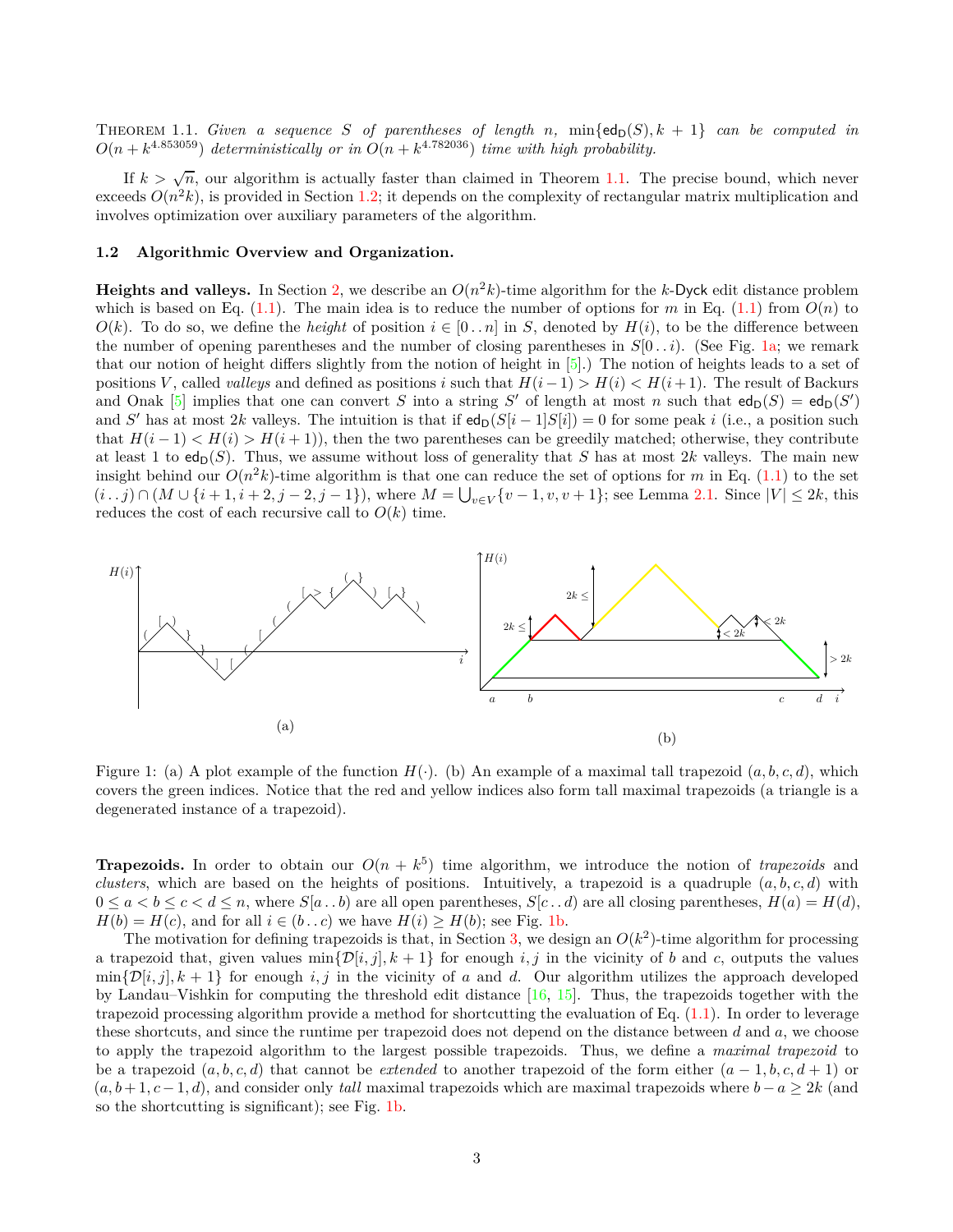THEOREM 1.1. *Given a sequence $S$ of parentheses of length $n$, $\min\{\mathsf{ed_D}(S), k+1\}$ can be computed in $O(n + k^{4.853059})$ deterministically or in $O(n + k^{4.782036})$ time with high probability.*

If $k > \sqrt{n}$, our algorithm is actually faster than claimed in Theorem 1.1. The precise bound, which never exceeds $O(n^2k)$, is provided in Section 1.2; it depends on the complexity of rectangular matrix multiplication and involves optimization over auxiliary parameters of the algorithm.

### 1.2 Algorithmic Overview and Organization.

**Heights and valleys.** In Section 2, we describe an $O(n^2k)$-time algorithm for the $k$-Dyck edit distance problem which is based on Eq. (1.1). The main idea is to reduce the number of options for $m$ in Eq. (1.1) from $O(n)$ to $O(k)$. To do so, we define the *height* of position $i \in [0\,..\,n]$ in $S$, denoted by $H(i)$, to be the difference between the number of opening parentheses and the number of closing parentheses in $S[0\,..\,i)$. (See Fig. 1a; we remark that our notion of height differs slightly from the notion of height in [5].) The notion of heights leads to a set of positions $V$, called *valleys* and defined as positions $i$ such that $H(i-1) > H(i) < H(i+1)$. The result of Backurs and Onak [5] implies that one can convert $S$ into a string $S'$ of length at most $n$ such that $\mathsf{ed_D}(S) = \mathsf{ed_D}(S')$ and $S'$ has at most $2k$ valleys. The intuition is that if $\mathsf{ed_D}(S[i-1]S[i]) = 0$ for some peak $i$ (i.e., a position such that $H(i-1) < H(i) > H(i+1)$), then the two parentheses can be greedily matched; otherwise, they contribute at least 1 to $\mathsf{ed_D}(S)$. Thus, we assume without loss of generality that $S$ has at most $2k$ valleys. The main new insight behind our $O(n^2k)$-time algorithm is that one can reduce the set of options for $m$ in Eq. (1.1) to the set $(i\,..\,j) \cap (M \cup \{i+1, i+2, j-2, j-1\})$, where $M = \bigcup_{v\in V}\{v-1, v, v+1\}$; see Lemma 2.1. Since $|V| \le 2k$, this reduces the cost of each recursive call to $O(k)$ time.

Figure 1: (a) A plot example of the function $H(\cdot)$. (b) An example of a maximal tall trapezoid $(a, b, c, d)$, which covers the green indices. Notice that the red and yellow indices also form tall maximal trapezoids (a triangle is a degenerated instance of a trapezoid).

**Trapezoids.** In order to obtain our $O(n + k^5)$ time algorithm, we introduce the notion of *trapezoids* and *clusters*, which are based on the heights of positions. Intuitively, a trapezoid is a quadruple $(a, b, c, d)$ with $0 \le a < b \le c < d \le n$, where $S[a\,..\,b)$ are all open parentheses, $S[c\,..\,d)$ are all closing parentheses, $H(a) = H(d)$, $H(b) = H(c)$, and for all $i \in (b\,..\,c)$ we have $H(i) \ge H(b)$; see Fig. 1b.

The motivation for defining trapezoids is that, in Section 3, we design an $O(k^2)$-time algorithm for processing a trapezoid that, given values $\min\{\mathcal{D}[i,j], k+1\}$ for enough $i, j$ in the vicinity of $b$ and $c$, outputs the values $\min\{\mathcal{D}[i,j], k+1\}$ for enough $i, j$ in the vicinity of $a$ and $d$. Our algorithm utilizes the approach developed by Landau–Vishkin for computing the threshold edit distance [16, 15]. Thus, the trapezoids together with the trapezoid processing algorithm provide a method for shortcutting the evaluation of Eq. (1.1). In order to leverage these shortcuts, and since the runtime per trapezoid does not depend on the distance between $d$ and $a$, we choose to apply the trapezoid algorithm to the largest possible trapezoids. Thus, we define a *maximal trapezoid* to be a trapezoid $(a, b, c, d)$ that cannot be *extended* to another trapezoid of the form either $(a-1, b, c, d+1)$ or $(a, b+1, c-1, d)$, and consider only *tall* maximal trapezoids which are maximal trapezoids where $b - a \ge 2k$ (and so the shortcutting is significant); see Fig. 1b.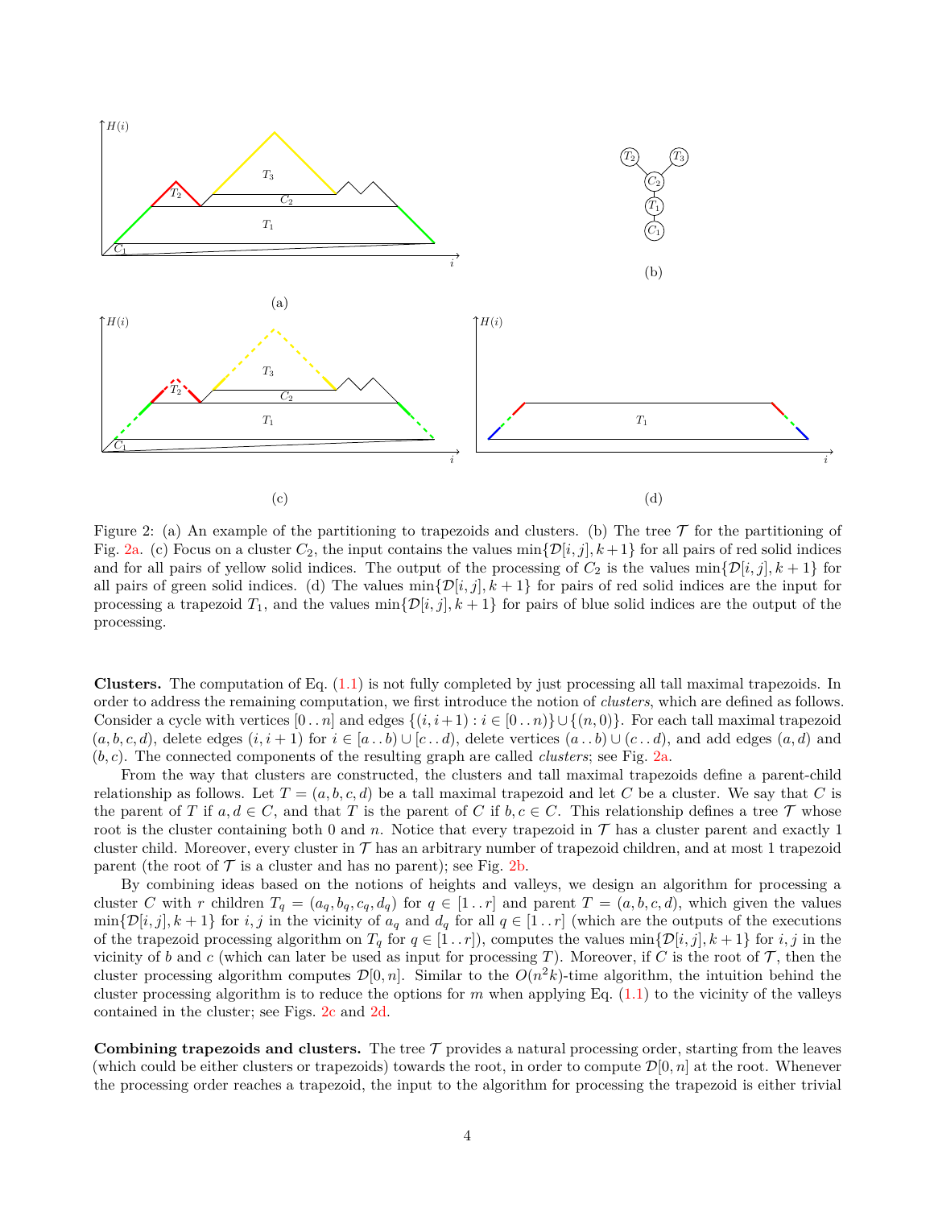$H(i)$

$T_3$

$T_2$

$C_2$

$T_1$

$C_1$

$i$

(a)

$T_2$ $T_3$

$C_2$

$T_1$

$C_1$

(b)

$H(i)$

$T_3$

$T_2$

$C_2$

$T_1$

$C_1$

$i$

(c)

$H(i)$

$T_1$

$i$

(d)

Figure 2: (a) An example of the partitioning to trapezoids and clusters. (b) The tree $\mathcal{T}$ for the partitioning of Fig. 2a. (c) Focus on a cluster $C_2$, the input contains the values $\min\{\mathcal{D}[i,j], k+1\}$ for all pairs of red solid indices and for all pairs of yellow solid indices. The output of the processing of $C_2$ is the values $\min\{\mathcal{D}[i,j], k+1\}$ for all pairs of green solid indices. (d) The values $\min\{\mathcal{D}[i,j], k+1\}$ for pairs of red solid indices are the input for processing a trapezoid $T_1$, and the values $\min\{\mathcal{D}[i,j], k+1\}$ for pairs of blue solid indices are the output of the processing.

**Clusters.** The computation of Eq. (1.1) is not fully completed by just processing all tall maximal trapezoids. In order to address the remaining computation, we first introduce the notion of *clusters*, which are defined as follows. Consider a cycle with vertices $[0\,..\,n]$ and edges $\{(i, i+1) : i \in [0\,..\,n)\} \cup \{(n, 0)\}$. For each tall maximal trapezoid $(a, b, c, d)$, delete edges $(i, i+1)$ for $i \in [a\,..\,b) \cup [c\,..\,d)$, delete vertices $(a\,..\,b) \cup (c\,..\,d)$, and add edges $(a, d)$ and $(b, c)$. The connected components of the resulting graph are called *clusters*; see Fig. 2a.

From the way that clusters are constructed, the clusters and tall maximal trapezoids define a parent-child relationship as follows. Let $T = (a, b, c, d)$ be a tall maximal trapezoid and let $C$ be a cluster. We say that $C$ is the parent of $T$ if $a, d \in C$, and that $T$ is the parent of $C$ if $b, c \in C$. This relationship defines a tree $\mathcal{T}$ whose root is the cluster containing both 0 and $n$. Notice that every trapezoid in $\mathcal{T}$ has a cluster parent and exactly 1 cluster child. Moreover, every cluster in $\mathcal{T}$ has an arbitrary number of trapezoid children, and at most 1 trapezoid parent (the root of $\mathcal{T}$ is a cluster and has no parent); see Fig. 2b.

By combining ideas based on the notions of heights and valleys, we design an algorithm for processing a cluster $C$ with $r$ children $T_q = (a_q, b_q, c_q, d_q)$ for $q \in [1\,..\,r]$ and parent $T = (a, b, c, d)$, which given the values $\min\{\mathcal{D}[i,j], k+1\}$ for $i, j$ in the vicinity of $a_q$ and $d_q$ for all $q \in [1\,..\,r]$ (which are the outputs of the executions of the trapezoid processing algorithm on $T_q$ for $q \in [1\,..\,r]$), computes the values $\min\{\mathcal{D}[i,j], k+1\}$ for $i, j$ in the vicinity of $b$ and $c$ (which can later be used as input for processing $T$). Moreover, if $C$ is the root of $\mathcal{T}$, then the cluster processing algorithm computes $\mathcal{D}[0, n]$. Similar to the $O(n^2k)$-time algorithm, the intuition behind the cluster processing algorithm is to reduce the options for $m$ when applying Eq. (1.1) to the vicinity of the valleys contained in the cluster; see Figs. 2c and 2d.

**Combining trapezoids and clusters.** The tree $\mathcal{T}$ provides a natural processing order, starting from the leaves (which could be either clusters or trapezoids) towards the root, in order to compute $\mathcal{D}[0, n]$ at the root. Whenever the processing order reaches a trapezoid, the input to the algorithm for processing the trapezoid is either trivial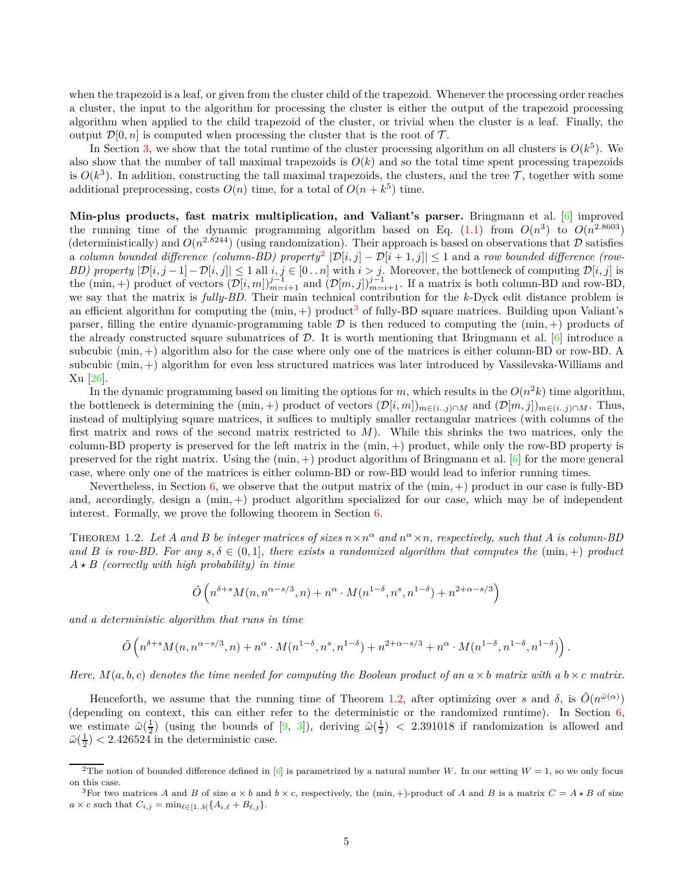when the trapezoid is a leaf, or given from the cluster child of the trapezoid. Whenever the processing order reaches a cluster, the input to the algorithm for processing the cluster is either the output of the trapezoid processing algorithm when applied to the child trapezoid of the cluster, or trivial when the cluster is a leaf. Finally, the output $\mathcal{D}[0,n]$ is computed when processing the cluster that is the root of $\mathcal{T}$.

In Section 3, we show that the total runtime of the cluster processing algorithm on all clusters is $O(k^5)$. We also show that the number of tall maximal trapezoids is $O(k)$ and so the total time spent processing trapezoids is $O(k^3)$. In addition, constructing the tall maximal trapezoids, the clusters, and the tree $\mathcal{T}$, together with some additional preprocessing, costs $O(n)$ time, for a total of $O(n+k^5)$ time.

**Min-plus products, fast matrix multiplication, and Valiant's parser.** Bringmann et al. [6] improved the running time of the dynamic programming algorithm based on Eq. (1.1) from $O(n^3)$ to $O(n^{2.8603})$ (deterministically) and $O(n^{2.8244})$ (using randomization). Their approach is based on observations that $\mathcal{D}$ satisfies a *column bounded difference (column-BD) property*[2] $|\mathcal{D}[i,j]-\mathcal{D}[i+1,j]| \le 1$ and a *row bounded difference (row-BD) property* $|\mathcal{D}[i,j-1]-\mathcal{D}[i,j]| \le 1$ all $i,j \in [0\,.\,.\,n]$ with $i>j$. Moreover, the bottleneck of computing $\mathcal{D}[i,j]$ is the $(\min,+)$ product of vectors $(\mathcal{D}[i,m])_{m=i+1}^{j-1}$ and $(\mathcal{D}[m,j])_{m=i+1}^{j-1}$. If a matrix is both column-BD and row-BD, we say that the matrix is *fully-BD*. Their main technical contribution for the $k$-Dyck edit distance problem is an efficient algorithm for computing the $(\min,+)$ product[3] of fully-BD square matrices. Building upon Valiant's parser, filling the entire dynamic-programming table $\mathcal{D}$ is then reduced to computing the $(\min,+)$ products of the already constructed square submatrices of $\mathcal{D}$. It is worth mentioning that Bringmann et al. [6] introduce a subcubic $(\min,+)$ algorithm also for the case where only one of the matrices is either column-BD or row-BD. A subcubic $(\min,+)$ algorithm for even less structured matrices was later introduced by Vassilevska-Williams and Xu [26].

In the dynamic programming based on limiting the options for $m$, which results in the $O(n^2k)$ time algorithm, the bottleneck is determining the $(\min,+)$ product of vectors $(\mathcal{D}[i,m])_{m\in(i\,.\,.\,j)\cap M}$ and $(\mathcal{D}[m,j])_{m\in(i\,.\,.\,j)\cap M}$. Thus, instead of multiplying square matrices, it suffices to multiply smaller rectangular matrices (with columns of the first matrix and rows of the second matrix restricted to $M$). While this shrinks the two matrices, only the column-BD property is preserved for the left matrix in the $(\min,+)$ product, while only the row-BD property is preserved for the right matrix. Using the $(\min,+)$ product algorithm of Bringmann et al. [6] for the more general case, where only one of the matrices is either column-BD or row-BD would lead to inferior running times.

Nevertheless, in Section 6, we observe that the output matrix of the $(\min,+)$ product in our case is fully-BD and, accordingly, design a $(\min,+)$ product algorithm specialized for our case, which may be of independent interest. Formally, we prove the following theorem in Section 6.

Theorem 1.2. *Let $A$ and $B$ be integer matrices of sizes $n\times n^{\alpha}$ and $n^{\alpha}\times n$, respectively, such that $A$ is column-BD and $B$ is row-BD. For any $s,\delta\in(0,1]$, there exists a randomized algorithm that computes the $(\min,+)$ product $A\star B$ (correctly with high probability) in time*

$$\tilde{O}\left(n^{\delta+s}M(n,n^{\alpha-s/3},n)+n^{\alpha}\cdot M(n^{1-\delta},n^{s},n^{1-\delta})+n^{2+\alpha-s/3}\right)$$

*and a deterministic algorithm that runs in time*

$$\tilde{O}\left(n^{\delta+s}M(n,n^{\alpha-s/3},n)+n^{\alpha}\cdot M(n^{1-\delta},n^{s},n^{1-\delta})+n^{2+\alpha-s/3}+n^{\alpha}\cdot M(n^{1-\delta},n^{1-\delta},n^{1-\delta})\right).$$

*Here, $M(a,b,c)$ denotes the time needed for computing the Boolean product of an $a\times b$ matrix with a $b\times c$ matrix.*

Henceforth, we assume that the running time of Theorem 1.2, after optimizing over $s$ and $\delta$, is $\tilde{O}(n^{\bar{\omega}(\alpha)})$ (depending on context, this can either refer to the deterministic or the randomized runtime). In Section 6, we estimate $\bar{\omega}(\frac{1}{2})$ (using the bounds of [9, 3]), deriving $\bar{\omega}(\frac{1}{2}) < 2.391018$ if randomization is allowed and $\bar{\omega}(\frac{1}{2}) < 2.426524$ in the deterministic case.

[2] The notion of bounded difference defined in [6] is parametrized by a natural number $W$. In our setting $W=1$, so we only focus on this case.

[3] For two matrices $A$ and $B$ of size $a\times b$ and $b\times c$, respectively, the $(\min,+)$-product of $A$ and $B$ is a matrix $C=A\star B$ of size $a\times c$ such that $C_{i,j}=\min_{\ell\in[1\,.\,.\,b]}\{A_{i,\ell}+B_{\ell,j}\}$.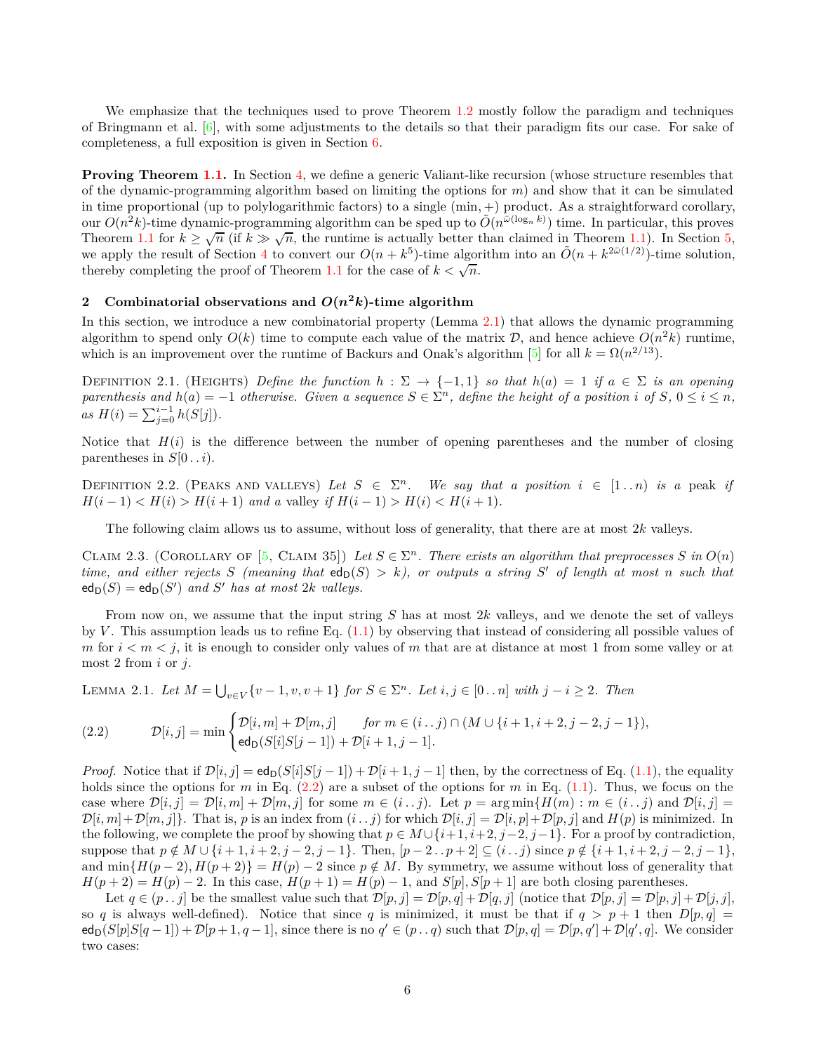We emphasize that the techniques used to prove Theorem 1.2 mostly follow the paradigm and techniques of Bringmann et al. [6], with some adjustments to the details so that their paradigm fits our case. For sake of completeness, a full exposition is given in Section 6.

**Proving Theorem 1.1.** In Section 4, we define a generic Valiant-like recursion (whose structure resembles that of the dynamic-programming algorithm based on limiting the options for $m$) and show that it can be simulated in time proportional (up to polylogarithmic factors) to a single $(\min,+)$ product. As a straightforward corollary, our $O(n^2k)$-time dynamic-programming algorithm can be sped up to $\tilde{O}(n^{\tilde{\omega}(\log_n k)})$ time. In particular, this proves Theorem 1.1 for $k \geq \sqrt{n}$ (if $k \gg \sqrt{n}$, the runtime is actually better than claimed in Theorem 1.1). In Section 5, we apply the result of Section 4 to convert our $O(n + k^5)$-time algorithm into an $\tilde{O}(n + k^{2\tilde{\omega}(1/2)})$-time solution, thereby completing the proof of Theorem 1.1 for the case of $k < \sqrt{n}$.

## 2 Combinatorial observations and $O(n^2k)$-time algorithm

In this section, we introduce a new combinatorial property (Lemma 2.1) that allows the dynamic programming algorithm to spend only $O(k)$ time to compute each value of the matrix $\mathcal{D}$, and hence achieve $O(n^2k)$ runtime, which is an improvement over the runtime of Backurs and Onak's algorithm [5] for all $k = \Omega(n^{2/13})$.

Definition 2.1. (Heights) *Define the function $h : \Sigma \to \{-1, 1\}$ so that $h(a) = 1$ if $a \in \Sigma$ is an opening parenthesis and $h(a) = -1$ otherwise. Given a sequence $S \in \Sigma^n$, define the height of a position $i$ of $S$, $0 \leq i \leq n$, as $H(i) = \sum_{j=0}^{i-1} h(S[j])$.*

Notice that $H(i)$ is the difference between the number of opening parentheses and the number of closing parentheses in $S[0\,..\,i)$.

Definition 2.2. (Peaks and valleys) *Let $S \in \Sigma^n$. We say that a position $i \in [1\,..\,n)$ is a* peak *if $H(i-1) < H(i) > H(i+1)$ and a* valley *if $H(i-1) > H(i) < H(i+1)$.*

The following claim allows us to assume, without loss of generality, that there are at most $2k$ valleys.

Claim 2.3. (Corollary of [5, Claim 35]) *Let $S \in \Sigma^n$. There exists an algorithm that preprocesses $S$ in $O(n)$ time, and either rejects $S$ (meaning that $\mathsf{ed_D}(S) > k$), or outputs a string $S'$ of length at most $n$ such that $\mathsf{ed_D}(S) = \mathsf{ed_D}(S')$ and $S'$ has at most $2k$ valleys.*

From now on, we assume that the input string $S$ has at most $2k$ valleys, and we denote the set of valleys by $V$. This assumption leads us to refine Eq. (1.1) by observing that instead of considering all possible values of $m$ for $i < m < j$, it is enough to consider only values of $m$ that are at distance at most 1 from some valley or at most 2 from $i$ or $j$.

Lemma 2.1. *Let $M = \bigcup_{v \in V}\{v-1, v, v+1\}$ for $S \in \Sigma^n$. Let $i, j \in [0\,..\,n]$ with $j - i \geq 2$. Then*

$$\mathcal{D}[i,j] = \min \begin{cases} \mathcal{D}[i,m] + \mathcal{D}[m,j] & \text{for } m \in (i\,..\,j) \cap (M \cup \{i+1, i+2, j-2, j-1\}), \\ \mathsf{ed_D}(S[i]S[j-1]) + \mathcal{D}[i+1, j-1]. \end{cases} \tag{2.2}$$

*Proof.* Notice that if $\mathcal{D}[i,j] = \mathsf{ed_D}(S[i]S[j-1]) + \mathcal{D}[i+1,j-1]$ then, by the correctness of Eq. (1.1), the equality holds since the options for $m$ in Eq. (2.2) are a subset of the options for $m$ in Eq. (1.1). Thus, we focus on the case where $\mathcal{D}[i,j] = \mathcal{D}[i,m] + \mathcal{D}[m,j]$ for some $m \in (i\,..\,j)$. Let $p = \arg\min\{H(m) : m \in (i\,..\,j) \text{ and } \mathcal{D}[i,j] = \mathcal{D}[i,m] + \mathcal{D}[m,j]\}$. That is, $p$ is an index from $(i\,..\,j)$ for which $\mathcal{D}[i,j] = \mathcal{D}[i,p] + \mathcal{D}[p,j]$ and $H(p)$ is minimized. In the following, we complete the proof by showing that $p \in M \cup \{i+1, i+2, j-2, j-1\}$. For a proof by contradiction, suppose that $p \notin M \cup \{i+1, i+2, j-2, j-1\}$. Then, $[p-2\,..\,p+2] \subseteq (i\,..\,j)$ since $p \notin \{i+1, i+2, j-2, j-1\}$, and $\min\{H(p-2), H(p+2)\} = H(p) - 2$ since $p \notin M$. By symmetry, we assume without loss of generality that $H(p+2) = H(p) - 2$. In this case, $H(p+1) = H(p) - 1$, and $S[p], S[p+1]$ are both closing parentheses.

Let $q \in (p\,..\,j]$ be the smallest value such that $\mathcal{D}[p,j] = \mathcal{D}[p,q] + \mathcal{D}[q,j]$ (notice that $\mathcal{D}[p,j] = \mathcal{D}[p,j] + \mathcal{D}[j,j]$, so $q$ is always well-defined). Notice that since $q$ is minimized, it must be that if $q > p+1$ then $D[p,q] = \mathsf{ed_D}(S[p]S[q-1]) + \mathcal{D}[p+1, q-1]$, since there is no $q' \in (p\,..\,q)$ such that $\mathcal{D}[p,q] = \mathcal{D}[p,q'] + \mathcal{D}[q',q]$. We consider two cases: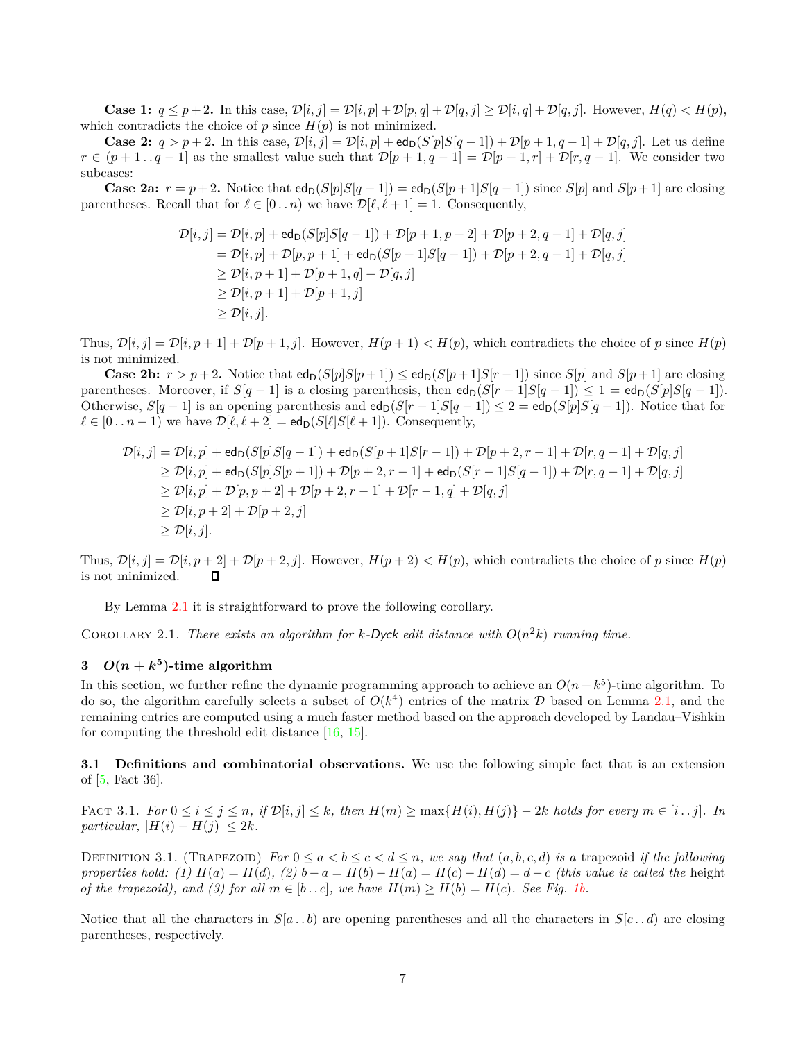**Case 1:** $q \le p+2$**.** In this case, $\mathcal{D}[i,j] = \mathcal{D}[i,p] + \mathcal{D}[p,q] + \mathcal{D}[q,j] \ge \mathcal{D}[i,q] + \mathcal{D}[q,j]$. However, $H(q) < H(p)$, which contradicts the choice of $p$ since $H(p)$ is not minimized.

**Case 2:** $q > p+2$**.** In this case, $\mathcal{D}[i,j] = \mathcal{D}[i,p] + \mathsf{ed_D}(S[p]S[q-1]) + \mathcal{D}[p+1,q-1] + \mathcal{D}[q,j]$. Let us define $r \in (p+1\,..\,q-1]$ as the smallest value such that $\mathcal{D}[p+1,q-1] = \mathcal{D}[p+1,r] + \mathcal{D}[r,q-1]$. We consider two subcases:

**Case 2a:** $r = p+2$**.** Notice that $\mathsf{ed_D}(S[p]S[q-1]) = \mathsf{ed_D}(S[p+1]S[q-1])$ since $S[p]$ and $S[p+1]$ are closing parentheses. Recall that for $\ell \in [0\,..\,n)$ we have $\mathcal{D}[\ell,\ell+1] = 1$. Consequently,

$$\begin{aligned}
\mathcal{D}[i,j] &= \mathcal{D}[i,p] + \mathsf{ed_D}(S[p]S[q-1]) + \mathcal{D}[p+1,p+2] + \mathcal{D}[p+2,q-1] + \mathcal{D}[q,j] \\
&= \mathcal{D}[i,p] + \mathcal{D}[p,p+1] + \mathsf{ed_D}(S[p+1]S[q-1]) + \mathcal{D}[p+2,q-1] + \mathcal{D}[q,j] \\
&\ge \mathcal{D}[i,p+1] + \mathcal{D}[p+1,q] + \mathcal{D}[q,j] \\
&\ge \mathcal{D}[i,p+1] + \mathcal{D}[p+1,j] \\
&\ge \mathcal{D}[i,j].
\end{aligned}$$

Thus, $\mathcal{D}[i,j] = \mathcal{D}[i,p+1] + \mathcal{D}[p+1,j]$. However, $H(p+1) < H(p)$, which contradicts the choice of $p$ since $H(p)$ is not minimized.

**Case 2b:** $r > p+2$**.** Notice that $\mathsf{ed_D}(S[p]S[p+1]) \le \mathsf{ed_D}(S[p+1]S[r-1])$ since $S[p]$ and $S[p+1]$ are closing parentheses. Moreover, if $S[q-1]$ is a closing parenthesis, then $\mathsf{ed_D}(S[r-1]S[q-1]) \le 1 = \mathsf{ed_D}(S[p]S[q-1])$. Otherwise, $S[q-1]$ is an opening parenthesis and $\mathsf{ed_D}(S[r-1]S[q-1]) \le 2 = \mathsf{ed_D}(S[p]S[q-1])$. Notice that for $\ell \in [0\,..\,n-1)$ we have $\mathcal{D}[\ell,\ell+2] = \mathsf{ed_D}(S[\ell]S[\ell+1])$. Consequently,

$$\begin{aligned}
\mathcal{D}[i,j] &= \mathcal{D}[i,p] + \mathsf{ed_D}(S[p]S[q-1]) + \mathsf{ed_D}(S[p+1]S[r-1]) + \mathcal{D}[p+2,r-1] + \mathcal{D}[r,q-1] + \mathcal{D}[q,j] \\
&\ge \mathcal{D}[i,p] + \mathsf{ed_D}(S[p]S[p+1]) + \mathcal{D}[p+2,r-1] + \mathsf{ed_D}(S[r-1]S[q-1]) + \mathcal{D}[r,q-1] + \mathcal{D}[q,j] \\
&\ge \mathcal{D}[i,p] + \mathcal{D}[p,p+2] + \mathcal{D}[p+2,r-1] + \mathcal{D}[r-1,q] + \mathcal{D}[q,j] \\
&\ge \mathcal{D}[i,p+2] + \mathcal{D}[p+2,j] \\
&\ge \mathcal{D}[i,j].
\end{aligned}$$

Thus, $\mathcal{D}[i,j] = \mathcal{D}[i,p+2] + \mathcal{D}[p+2,j]$. However, $H(p+2) < H(p)$, which contradicts the choice of $p$ since $H(p)$ is not minimized. ◻

By Lemma 2.1 it is straightforward to prove the following corollary.

Corollary 2.1. *There exists an algorithm for $k$-Dyck edit distance with $O(n^2k)$ running time.*

## 3 $O(n+k^5)$-time algorithm

In this section, we further refine the dynamic programming approach to achieve an $O(n+k^5)$-time algorithm. To do so, the algorithm carefully selects a subset of $O(k^4)$ entries of the matrix $\mathcal{D}$ based on Lemma 2.1, and the remaining entries are computed using a much faster method based on the approach developed by Landau–Vishkin for computing the threshold edit distance [16, 15].

### 3.1 Definitions and combinatorial observations.

We use the following simple fact that is an extension of [5, Fact 36].

Fact 3.1. *For $0 \le i \le j \le n$, if $\mathcal{D}[i,j] \le k$, then $H(m) \ge \max\{H(i), H(j)\} - 2k$ holds for every $m \in [i\,..\,j]$. In particular, $|H(i) - H(j)| \le 2k$.*

Definition 3.1. (Trapezoid) *For $0 \le a < b \le c < d \le n$, we say that $(a,b,c,d)$ is a* trapezoid *if the following properties hold: (1) $H(a) = H(d)$, (2) $b - a = H(b) - H(a) = H(c) - H(d) = d - c$ (this value is called the* height *of the trapezoid), and (3) for all $m \in [b\,..\,c]$, we have $H(m) \ge H(b) = H(c)$. See Fig. 1b.*

Notice that all the characters in $S[a\,..\,b)$ are opening parentheses and all the characters in $S[c\,..\,d)$ are closing parentheses, respectively.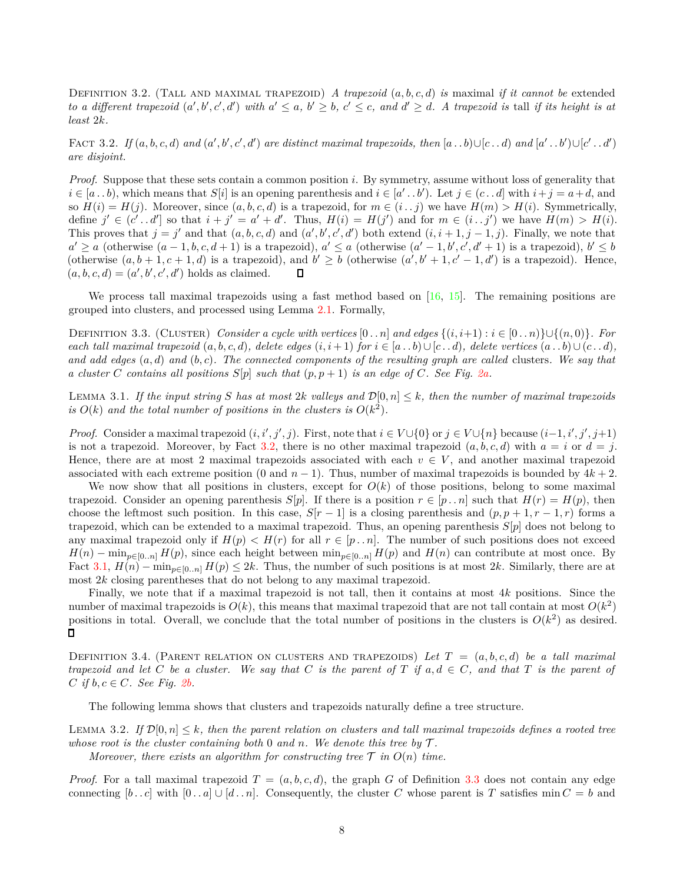**Definition 3.2.** (Tall and maximal trapezoid) *A trapezoid $(a, b, c, d)$ is* maximal *if it cannot be* extended *to a different trapezoid $(a', b', c', d')$ with $a' \le a$, $b' \ge b$, $c' \le c$, and $d' \ge d$. A trapezoid is* tall *if its height is at least $2k$.*

**Fact 3.2.** *If $(a, b, c, d)$ and $(a', b', c', d')$ are distinct maximal trapezoids, then $[a\,.\,.\,b) \cup [c\,.\,.\,d)$ and $[a'\,.\,.\,b') \cup [c'\,.\,.\,d')$ are disjoint.*

*Proof.* Suppose that these sets contain a common position $i$. By symmetry, assume without loss of generality that $i \in [a\,.\,.\,b)$, which means that $S[i]$ is an opening parenthesis and $i \in [a'\,.\,.\,b')$. Let $j \in (c\,.\,.\,d]$ with $i + j = a + d$, and so $H(i) = H(j)$. Moreover, since $(a, b, c, d)$ is a trapezoid, for $m \in (i\,.\,.\,j)$ we have $H(m) > H(i)$. Symmetrically, define $j' \in (c'\,.\,.\,d']$ so that $i + j' = a' + d'$. Thus, $H(i) = H(j')$ and for $m \in (i\,.\,.\,j')$ we have $H(m) > H(i)$. This proves that $j = j'$ and that $(a, b, c, d)$ and $(a', b', c', d')$ both extend $(i, i+1, j-1, j)$. Finally, we note that $a' \ge a$ (otherwise $(a-1, b, c, d+1)$ is a trapezoid), $a' \le a$ (otherwise $(a'-1, b', c', d'+1)$ is a trapezoid), $b' \le b$ (otherwise $(a, b+1, c+1, d)$ is a trapezoid), and $b' \ge b$ (otherwise $(a', b'+1, c'-1, d')$ is a trapezoid). Hence, $(a, b, c, d) = (a', b', c', d')$ holds as claimed. ◻

We process tall maximal trapezoids using a fast method based on [16, 15]. The remaining positions are grouped into clusters, and processed using Lemma 2.1. Formally,

**Definition 3.3.** (Cluster) *Consider a cycle with vertices $[0\,.\,.\,n]$ and edges $\{(i, i+1) : i \in [0\,.\,.\,n)\} \cup \{(n, 0)\}$. For each tall maximal trapezoid $(a, b, c, d)$, delete edges $(i, i+1)$ for $i \in [a\,.\,.\,b) \cup [c\,.\,.\,d)$, delete vertices $(a\,.\,.\,b) \cup (c\,.\,.\,d)$, and add edges $(a, d)$ and $(b, c)$. The connected components of the resulting graph are called* clusters*. We say that a cluster $C$ contains all positions $S[p]$ such that $(p, p+1)$ is an edge of $C$. See Fig. 2a.*

**Lemma 3.1.** *If the input string $S$ has at most $2k$ valleys and $\mathcal{D}[0, n] \le k$, then the number of maximal trapezoids is $O(k)$ and the total number of positions in the clusters is $O(k^2)$.*

*Proof.* Consider a maximal trapezoid $(i, i', j', j)$. First, note that $i \in V \cup \{0\}$ or $j \in V \cup \{n\}$ because $(i-1, i', j', j+1)$ is not a trapezoid. Moreover, by Fact 3.2, there is no other maximal trapezoid $(a, b, c, d)$ with $a = i$ or $d = j$. Hence, there are at most 2 maximal trapezoids associated with each $v \in V$, and another maximal trapezoid associated with each extreme position ($0$ and $n-1$). Thus, number of maximal trapezoids is bounded by $4k + 2$.

We now show that all positions in clusters, except for $O(k)$ of those positions, belong to some maximal trapezoid. Consider an opening parenthesis $S[p]$. If there is a position $r \in [p\,.\,.\,n]$ such that $H(r) = H(p)$, then choose the leftmost such position. In this case, $S[r-1]$ is a closing parenthesis and $(p, p+1, r-1, r)$ forms a trapezoid, which can be extended to a maximal trapezoid. Thus, an opening parenthesis $S[p]$ does not belong to any maximal trapezoid only if $H(p) < H(r)$ for all $r \in [p\,.\,.\,n]$. The number of such positions does not exceed $H(n) - \min_{p \in [0..n]} H(p)$, since each height between $\min_{p \in [0..n]} H(p)$ and $H(n)$ can contribute at most once. By Fact 3.1, $H(n) - \min_{p \in [0..n]} H(p) \le 2k$. Thus, the number of such positions is at most $2k$. Similarly, there are at most $2k$ closing parentheses that do not belong to any maximal trapezoid.

Finally, we note that if a maximal trapezoid is not tall, then it contains at most $4k$ positions. Since the number of maximal trapezoids is $O(k)$, this means that maximal trapezoid that are not tall contain at most $O(k^2)$ positions in total. Overall, we conclude that the total number of positions in the clusters is $O(k^2)$ as desired. ◻

**Definition 3.4.** (Parent relation on clusters and trapezoids) *Let $T = (a, b, c, d)$ be a tall maximal trapezoid and let $C$ be a cluster. We say that $C$ is the parent of $T$ if $a, d \in C$, and that $T$ is the parent of $C$ if $b, c \in C$. See Fig. 2b.*

The following lemma shows that clusters and trapezoids naturally define a tree structure.

**Lemma 3.2.** *If $\mathcal{D}[0, n] \le k$, then the parent relation on clusters and tall maximal trapezoids defines a rooted tree whose root is the cluster containing both $0$ and $n$. We denote this tree by $\mathcal{T}$.*

*Moreover, there exists an algorithm for constructing tree $\mathcal{T}$ in $O(n)$ time.*

*Proof.* For a tall maximal trapezoid $T = (a, b, c, d)$, the graph $G$ of Definition 3.3 does not contain any edge connecting $[b\,.\,.\,c]$ with $[0\,.\,.\,a] \cup [d\,.\,.\,n]$. Consequently, the cluster $C$ whose parent is $T$ satisfies $\min C = b$ and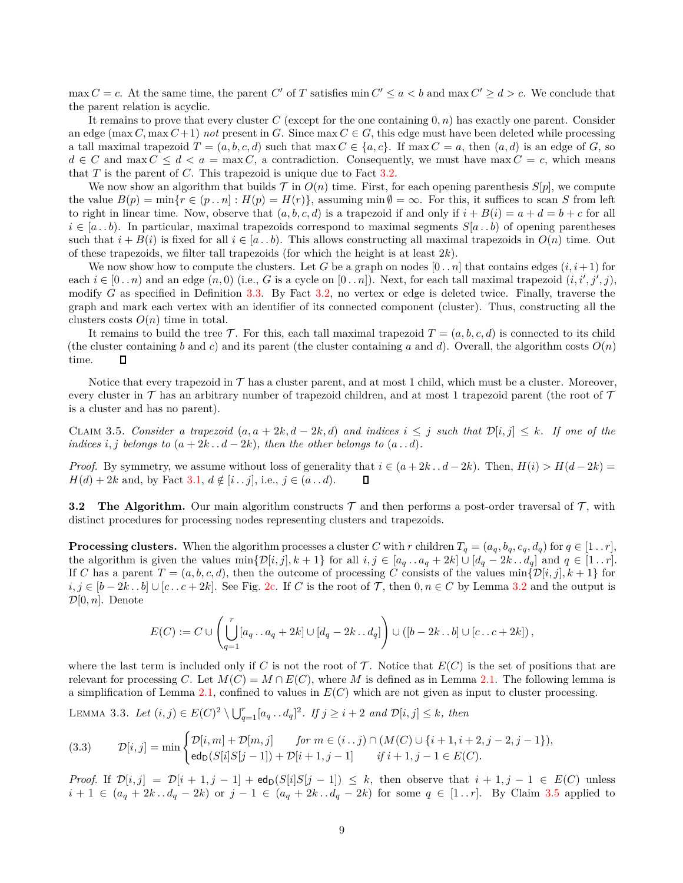$\max C = c$. At the same time, the parent $C'$ of $T$ satisfies $\min C' \le a < b$ and $\max C' \ge d > c$. We conclude that the parent relation is acyclic.

It remains to prove that every cluster $C$ (except for the one containing $0, n$) has exactly one parent. Consider an edge $(\max C, \max C+1)$ *not* present in $G$. Since $\max C \in G$, this edge must have been deleted while processing a tall maximal trapezoid $T = (a, b, c, d)$ such that $\max C \in \{a, c\}$. If $\max C = a$, then $(a, d)$ is an edge of $G$, so $d \in C$ and $\max C \le d < a = \max C$, a contradiction. Consequently, we must have $\max C = c$, which means that $T$ is the parent of $C$. This trapezoid is unique due to Fact 3.2.

We now show an algorithm that builds $\mathcal{T}$ in $O(n)$ time. First, for each opening parenthesis $S[p]$, we compute the value $B(p) = \min\{r \in (p \,..\, n] : H(p) = H(r)\}$, assuming $\min \emptyset = \infty$. For this, it suffices to scan $S$ from left to right in linear time. Now, observe that $(a, b, c, d)$ is a trapezoid if and only if $i + B(i) = a + d = b + c$ for all $i \in [a \,..\, b)$. In particular, maximal trapezoids correspond to maximal segments $S[a \,..\, b)$ of opening parentheses such that $i + B(i)$ is fixed for all $i \in [a \,..\, b)$. This allows constructing all maximal trapezoids in $O(n)$ time. Out of these trapezoids, we filter tall trapezoids (for which the height is at least $2k$).

We now show how to compute the clusters. Let $G$ be a graph on nodes $[0 \,..\, n]$ that contains edges $(i, i+1)$ for each $i \in [0 \,..\, n)$ and an edge $(n, 0)$ (i.e., $G$ is a cycle on $[0 \,..\, n]$). Next, for each tall maximal trapezoid $(i, i', j', j)$, modify $G$ as specified in Definition 3.3. By Fact 3.2, no vertex or edge is deleted twice. Finally, traverse the graph and mark each vertex with an identifier of its connected component (cluster). Thus, constructing all the clusters costs $O(n)$ time in total.

It remains to build the tree $\mathcal{T}$. For this, each tall maximal trapezoid $T = (a, b, c, d)$ is connected to its child (the cluster containing $b$ and $c$) and its parent (the cluster containing $a$ and $d$). Overall, the algorithm costs $O(n)$ time. ◻

Notice that every trapezoid in $\mathcal{T}$ has a cluster parent, and at most 1 child, which must be a cluster. Moreover, every cluster in $\mathcal{T}$ has an arbitrary number of trapezoid children, and at most 1 trapezoid parent (the root of $\mathcal{T}$ is a cluster and has no parent).

Claim 3.5. *Consider a trapezoid $(a, a+2k, d-2k, d)$ and indices $i \le j$ such that $\mathcal{D}[i, j] \le k$. If one of the indices $i, j$ belongs to $(a+2k \,..\, d-2k)$, then the other belongs to $(a \,..\, d)$.*

*Proof.* By symmetry, we assume without loss of generality that $i \in (a+2k \,..\, d-2k)$. Then, $H(i) > H(d-2k) = H(d) + 2k$ and, by Fact 3.1, $d \notin [i \,..\, j]$, i.e., $j \in (a \,..\, d)$. ◻

### 3.2 The Algorithm.

Our main algorithm constructs $\mathcal{T}$ and then performs a post-order traversal of $\mathcal{T}$, with distinct procedures for processing nodes representing clusters and trapezoids.

**Processing clusters.** When the algorithm processes a cluster $C$ with $r$ children $T_q = (a_q, b_q, c_q, d_q)$ for $q \in [1 \,..\, r]$, the algorithm is given the values $\min\{\mathcal{D}[i, j], k+1\}$ for all $i, j \in [a_q \,..\, a_q + 2k] \cup [d_q - 2k \,..\, d_q]$ and $q \in [1 \,..\, r]$. If $C$ has a parent $T = (a, b, c, d)$, then the outcome of processing $C$ consists of the values $\min\{\mathcal{D}[i, j], k+1\}$ for $i, j \in [b-2k \,..\, b] \cup [c \,..\, c+2k]$. See Fig. 2c. If $C$ is the root of $\mathcal{T}$, then $0, n \in C$ by Lemma 3.2 and the output is $\mathcal{D}[0, n]$. Denote

$$E(C) := C \cup \left( \bigcup_{q=1}^{r} [a_q \,..\, a_q + 2k] \cup [d_q - 2k \,..\, d_q] \right) \cup ([b - 2k \,..\, b] \cup [c \,..\, c + 2k]),$$

where the last term is included only if $C$ is not the root of $\mathcal{T}$. Notice that $E(C)$ is the set of positions that are relevant for processing $C$. Let $M(C) = M \cap E(C)$, where $M$ is defined as in Lemma 2.1. The following lemma is a simplification of Lemma 2.1, confined to values in $E(C)$ which are not given as input to cluster processing.

Lemma 3.3. *Let $(i, j) \in E(C)^2 \setminus \bigcup_{q=1}^{r} [a_q \,..\, d_q]^2$. If $j \ge i+2$ and $\mathcal{D}[i, j] \le k$, then*

$$\mathcal{D}[i, j] = \min \begin{cases} \mathcal{D}[i, m] + \mathcal{D}[m, j] & \text{for } m \in (i \,..\, j) \cap (M(C) \cup \{i+1, i+2, j-2, j-1\}), \\ \mathsf{ed_D}(S[i]S[j-1]) + \mathcal{D}[i+1, j-1] & \text{if } i+1, j-1 \in E(C). \end{cases} \tag{3.3}$$

*Proof.* If $\mathcal{D}[i, j] = \mathcal{D}[i+1, j-1] + \mathsf{ed_D}(S[i]S[j-1]) \le k$, then observe that $i+1, j-1 \in E(C)$ unless $i+1 \in (a_q + 2k \,..\, d_q - 2k)$ or $j-1 \in (a_q + 2k \,..\, d_q - 2k)$ for some $q \in [1 \,..\, r]$. By Claim 3.5 applied to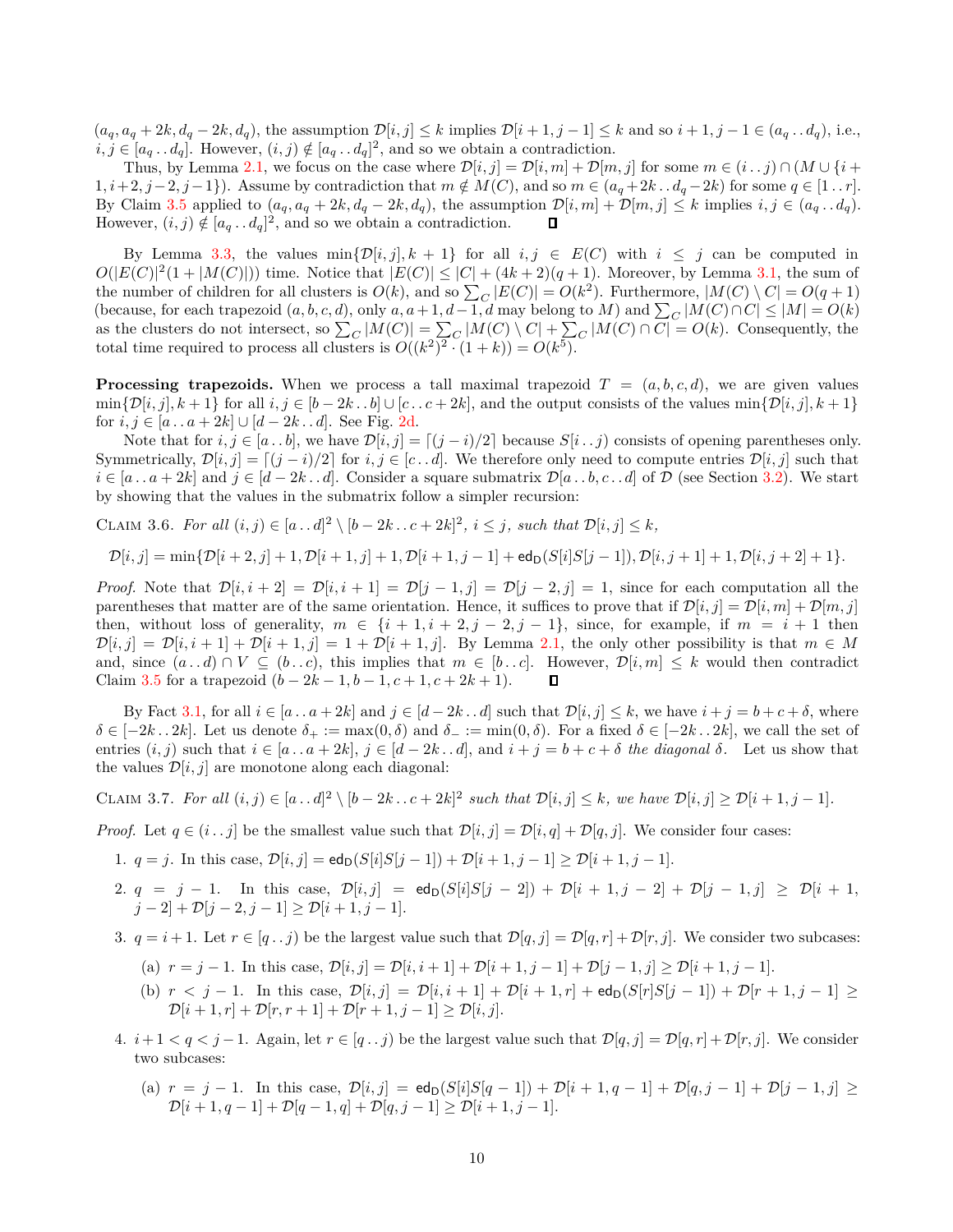$(a_q, a_q + 2k, d_q - 2k, d_q)$, the assumption $\mathcal{D}[i, j] \le k$ implies $\mathcal{D}[i+1, j-1] \le k$ and so $i+1, j-1 \in (a_q \mathinner{.\,.} d_q)$, i.e., $i, j \in [a_q \mathinner{.\,.} d_q]$. However, $(i, j) \notin [a_q \mathinner{.\,.} d_q]^2$, and so we obtain a contradiction.

Thus, by Lemma 2.1, we focus on the case where $\mathcal{D}[i, j] = \mathcal{D}[i, m] + \mathcal{D}[m, j]$ for some $m \in (i \mathinner{.\,.} j) \cap (M \cup \{i+1, i+2, j-2, j-1\})$. Assume by contradiction that $m \notin M(C)$, and so $m \in (a_q + 2k \mathinner{.\,.} d_q - 2k)$ for some $q \in [1 \mathinner{.\,.} r]$. By Claim 3.5 applied to $(a_q, a_q + 2k, d_q - 2k, d_q)$, the assumption $\mathcal{D}[i, m] + \mathcal{D}[m, j] \le k$ implies $i, j \in (a_q \mathinner{.\,.} d_q)$. However, $(i, j) \notin [a_q \mathinner{.\,.} d_q]^2$, and so we obtain a contradiction. ◻

By Lemma 3.3, the values $\min\{\mathcal{D}[i, j], k+1\}$ for all $i, j \in E(C)$ with $i \le j$ can be computed in $O(|E(C)|^2(1 + |M(C)|))$ time. Notice that $|E(C)| \le |C| + (4k+2)(q+1)$. Moreover, by Lemma 3.1, the sum of the number of children for all clusters is $O(k)$, and so $\sum_C |E(C)| = O(k^2)$. Furthermore, $|M(C) \setminus C| = O(q+1)$ (because, for each trapezoid $(a, b, c, d)$, only $a, a+1, d-1, d$ may belong to $M$) and $\sum_C |M(C) \cap C| \le |M| = O(k)$ as the clusters do not intersect, so $\sum_C |M(C)| = \sum_C |M(C) \setminus C| + \sum_C |M(C) \cap C| = O(k)$. Consequently, the total time required to process all clusters is $O((k^2)^2 \cdot (1+k)) = O(k^5)$.

**Processing trapezoids.** When we process a tall maximal trapezoid $T = (a, b, c, d)$, we are given values $\min\{\mathcal{D}[i, j], k+1\}$ for all $i, j \in [b - 2k \mathinner{.\,.} b] \cup [c \mathinner{.\,.} c + 2k]$, and the output consists of the values $\min\{\mathcal{D}[i, j], k+1\}$ for $i, j \in [a \mathinner{.\,.} a + 2k] \cup [d - 2k \mathinner{.\,.} d]$. See Fig. 2d.

Note that for $i, j \in [a \mathinner{.\,.} b]$, we have $\mathcal{D}[i, j] = \lceil (j - i)/2 \rceil$ because $S[i \mathinner{.\,.} j)$ consists of opening parentheses only. Symmetrically, $\mathcal{D}[i, j] = \lceil (j-i)/2 \rceil$ for $i, j \in [c \mathinner{.\,.} d]$. We therefore only need to compute entries $\mathcal{D}[i, j]$ such that $i \in [a \mathinner{.\,.} a + 2k]$ and $j \in [d - 2k \mathinner{.\,.} d]$. Consider a square submatrix $\mathcal{D}[a \mathinner{.\,.} b, c \mathinner{.\,.} d]$ of $\mathcal{D}$ (see Section 3.2). We start by showing that the values in the submatrix follow a simpler recursion:

Claim 3.6. *For all $(i, j) \in [a \mathinner{.\,.} d]^2 \setminus [b - 2k \mathinner{.\,.} c + 2k]^2$, $i \le j$, such that $\mathcal{D}[i, j] \le k$,*

$$\mathcal{D}[i, j] = \min\{\mathcal{D}[i+2, j] + 1, \mathcal{D}[i+1, j] + 1, \mathcal{D}[i+1, j-1] + \mathsf{ed_D}(S[i]S[j-1]), \mathcal{D}[i, j+1] + 1, \mathcal{D}[i, j+2] + 1\}.$$

*Proof.* Note that $\mathcal{D}[i, i+2] = \mathcal{D}[i, i+1] = \mathcal{D}[j-1, j] = \mathcal{D}[j-2, j] = 1$, since for each computation all the parentheses that matter are of the same orientation. Hence, it suffices to prove that if $\mathcal{D}[i, j] = \mathcal{D}[i, m] + \mathcal{D}[m, j]$ then, without loss of generality, $m \in \{i+1, i+2, j-2, j-1\}$, since, for example, if $m = i+1$ then $\mathcal{D}[i, j] = \mathcal{D}[i, i+1] + \mathcal{D}[i+1, j] = 1 + \mathcal{D}[i+1, j]$. By Lemma 2.1, the only other possibility is that $m \in M$ and, since $(a \mathinner{.\,.} d) \cap V \subseteq (b \mathinner{.\,.} c)$, this implies that $m \in [b \mathinner{.\,.} c]$. However, $\mathcal{D}[i, m] \le k$ would then contradict Claim 3.5 for a trapezoid $(b - 2k - 1, b - 1, c + 1, c + 2k + 1)$. ◻

By Fact 3.1, for all $i \in [a \mathinner{.\,.} a + 2k]$ and $j \in [d - 2k \mathinner{.\,.} d]$ such that $\mathcal{D}[i, j] \le k$, we have $i + j = b + c + \delta$, where $\delta \in [-2k \mathinner{.\,.} 2k]$. Let us denote $\delta_+ := \max(0, \delta)$ and $\delta_- := \min(0, \delta)$. For a fixed $\delta \in [-2k \mathinner{.\,.} 2k]$, we call the set of entries $(i, j)$ such that $i \in [a \mathinner{.\,.} a + 2k]$, $j \in [d - 2k \mathinner{.\,.} d]$, and $i + j = b + c + \delta$ *the diagonal $\delta$*. Let us show that the values $\mathcal{D}[i, j]$ are monotone along each diagonal:

Claim 3.7. *For all $(i, j) \in [a \mathinner{.\,.} d]^2 \setminus [b - 2k \mathinner{.\,.} c + 2k]^2$ such that $\mathcal{D}[i, j] \le k$, we have $\mathcal{D}[i, j] \ge \mathcal{D}[i+1, j-1]$.*

*Proof.* Let $q \in (i \mathinner{.\,.} j]$ be the smallest value such that $\mathcal{D}[i, j] = \mathcal{D}[i, q] + \mathcal{D}[q, j]$. We consider four cases:

1. $q = j$. In this case, $\mathcal{D}[i, j] = \mathsf{ed_D}(S[i]S[j-1]) + \mathcal{D}[i+1, j-1] \ge \mathcal{D}[i+1, j-1]$.
2. $q = j - 1$. In this case, $\mathcal{D}[i, j] = \mathsf{ed_D}(S[i]S[j-2]) + \mathcal{D}[i+1, j-2] + \mathcal{D}[j-1, j] \ge \mathcal{D}[i+1, j-2] + \mathcal{D}[j-2, j-1] \ge \mathcal{D}[i+1, j-1]$.
3. $q = i + 1$. Let $r \in [q \mathinner{.\,.} j)$ be the largest value such that $\mathcal{D}[q, j] = \mathcal{D}[q, r] + \mathcal{D}[r, j]$. We consider two subcases:
   (a) $r = j - 1$. In this case, $\mathcal{D}[i, j] = \mathcal{D}[i, i+1] + \mathcal{D}[i+1, j-1] + \mathcal{D}[j-1, j] \ge \mathcal{D}[i+1, j-1]$.
   (b) $r < j - 1$. In this case, $\mathcal{D}[i, j] = \mathcal{D}[i, i+1] + \mathcal{D}[i+1, r] + \mathsf{ed_D}(S[r]S[j-1]) + \mathcal{D}[r+1, j-1] \ge \mathcal{D}[i+1, r] + \mathcal{D}[r, r+1] + \mathcal{D}[r+1, j-1] \ge \mathcal{D}[i, j]$.
4. $i + 1 < q < j - 1$. Again, let $r \in [q \mathinner{.\,.} j)$ be the largest value such that $\mathcal{D}[q, j] = \mathcal{D}[q, r] + \mathcal{D}[r, j]$. We consider two subcases:
   (a) $r = j - 1$. In this case, $\mathcal{D}[i, j] = \mathsf{ed_D}(S[i]S[q-1]) + \mathcal{D}[i+1, q-1] + \mathcal{D}[q, j-1] + \mathcal{D}[j-1, j] \ge \mathcal{D}[i+1, q-1] + \mathcal{D}[q-1, q] + \mathcal{D}[q, j-1] \ge \mathcal{D}[i+1, j-1]$.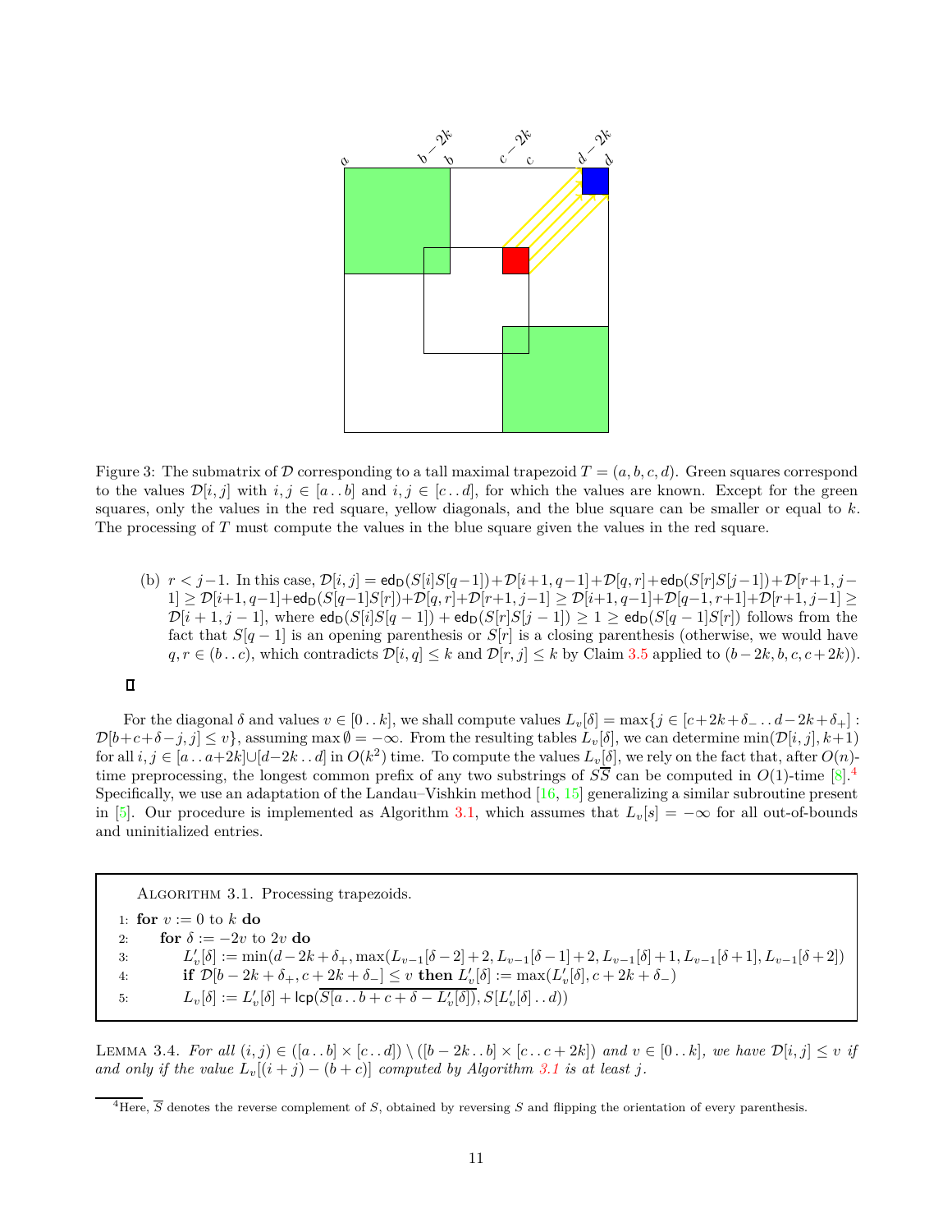a  b − 2k  b  c − 2k  c  d − 2k  d

Figure 3: The submatrix of $\mathcal{D}$ corresponding to a tall maximal trapezoid $T = (a, b, c, d)$. Green squares correspond to the values $\mathcal{D}[i, j]$ with $i, j \in [a\,.\,.\,b]$ and $i, j \in [c\,.\,.\,d]$, for which the values are known. Except for the green squares, only the values in the red square, yellow diagonals, and the blue square can be smaller or equal to $k$. The processing of $T$ must compute the values in the blue square given the values in the red square.

(b) $r < j-1$. In this case, $\mathcal{D}[i, j] = \mathsf{ed_D}(S[i]S[q-1]) + \mathcal{D}[i+1, q-1] + \mathcal{D}[q, r] + \mathsf{ed_D}(S[r]S[j-1]) + \mathcal{D}[r+1, j-1] \geq \mathcal{D}[i+1, q-1] + \mathsf{ed_D}(S[q-1]S[r]) + \mathcal{D}[q, r] + \mathcal{D}[r+1, j-1] \geq \mathcal{D}[i+1, q-1] + \mathcal{D}[q-1, r+1] + \mathcal{D}[r+1, j-1] \geq \mathcal{D}[i+1, j-1]$, where $\mathsf{ed_D}(S[i]S[q-1]) + \mathsf{ed_D}(S[r]S[j-1]) \geq 1 \geq \mathsf{ed_D}(S[q-1]S[r])$ follows from the fact that $S[q-1]$ is an opening parenthesis or $S[r]$ is a closing parenthesis (otherwise, we would have $q, r \in (b\,.\,.\,c)$, which contradicts $\mathcal{D}[i, q] \leq k$ and $\mathcal{D}[r, j] \leq k$ by Claim 3.5 applied to $(b-2k, b, c, c+2k)$).

◻

For the diagonal $\delta$ and values $v \in [0\,.\,.\,k]$, we shall compute values $L_v[\delta] = \max\{j \in [c+2k+\delta_-\,.\,.\,d-2k+\delta_+] : \mathcal{D}[b+c+\delta-j, j] \leq v\}$, assuming $\max\emptyset = -\infty$. From the resulting tables $L_v[\delta]$, we can determine $\min(\mathcal{D}[i, j], k+1)$ for all $i, j \in [a\,.\,.\,a+2k] \cup [d-2k\,.\,.\,d]$ in $O(k^2)$ time. To compute the values $L_v[\delta]$, we rely on the fact that, after $O(n)$-time preprocessing, the longest common prefix of any two substrings of $S\overline{S}$ can be computed in $O(1)$-time [8].[4] Specifically, we use an adaptation of the Landau–Vishkin method [16, 15] generalizing a similar subroutine present in [5]. Our procedure is implemented as Algorithm 3.1, which assumes that $L_v[s] = -\infty$ for all out-of-bounds and uninitialized entries.

**Algorithm 3.1.** Processing trapezoids.

```
1: for v := 0 to k do
2:     for δ := −2v to 2v do
3:         L'_v[δ] := min(d − 2k + δ_+, max(L_{v−1}[δ − 2] + 2, L_{v−1}[δ − 1] + 2, L_{v−1}[δ] + 1, L_{v−1}[δ + 1], L_{v−1}[δ + 2]))
4:         if D[b − 2k + δ_+, c + 2k + δ_−] ≤ v then L'_v[δ] := max(L'_v[δ], c + 2k + δ_−)
5:         L_v[δ] := L'_v[δ] + lcp(reverse-complement(S[a . . b + c + δ − L'_v[δ]]), S[L'_v[δ] . . d))
```

Step 5 in the original: $L_v[\delta] := L'_v[\delta] + \mathsf{lcp}(\overline{S[a\,.\,.\,b+c+\delta-L'_v[\delta]]}, S[L'_v[\delta]\,.\,.\,d))$

Lemma 3.4. *For all $(i, j) \in ([a\,.\,.\,b] \times [c\,.\,.\,d]) \setminus ([b-2k\,.\,.\,b] \times [c\,.\,.\,c+2k])$ and $v \in [0\,.\,.\,k]$, we have $\mathcal{D}[i, j] \leq v$ if and only if the value $L_v[(i+j)-(b+c)]$ computed by Algorithm 3.1 is at least $j$.*

[4] Here, $\overline{S}$ denotes the reverse complement of $S$, obtained by reversing $S$ and flipping the orientation of every parenthesis.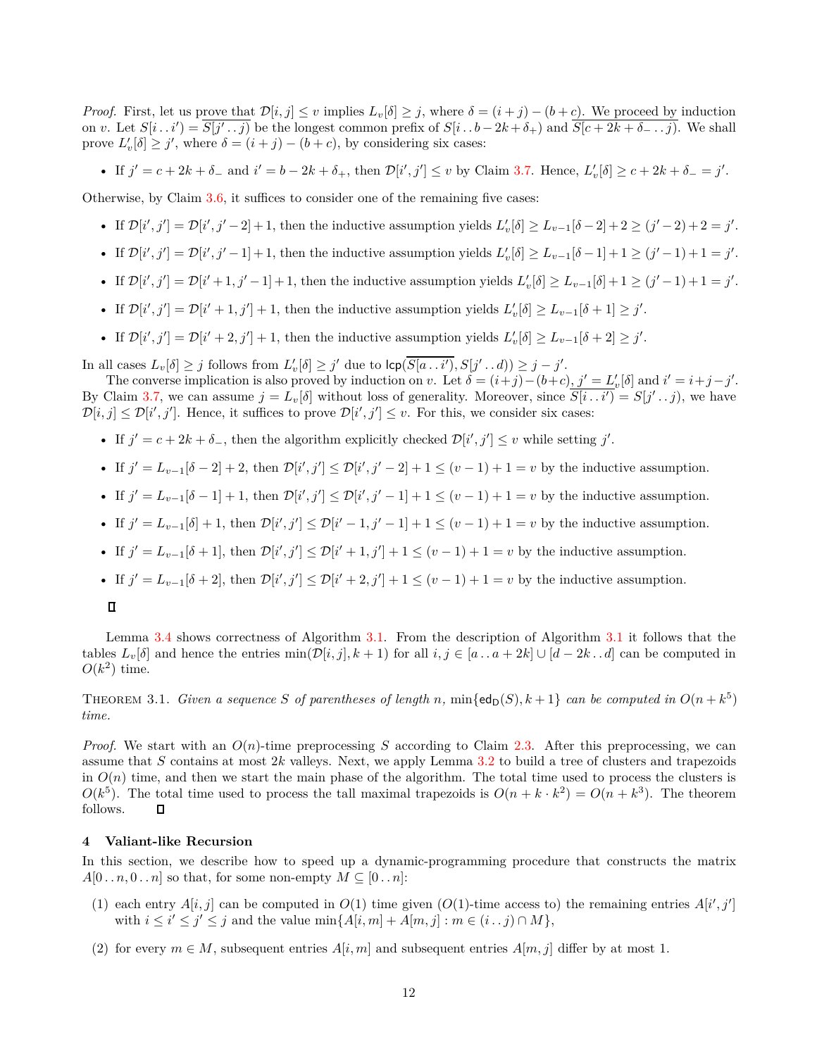*Proof.* First, let us prove that $\mathcal{D}[i,j] \le v$ implies $L_v[\delta] \ge j$, where $\delta = (i+j)-(b+c)$. We proceed by induction on $v$. Let $S[i\,..\,i') = \overline{S[j'\,..\,j)}$ be the longest common prefix of $S[i\,..\,b-2k+\delta_+)$ and $\overline{S[c+2k+\delta_-\,..\,j)}$. We shall prove $L'_v[\delta] \ge j'$, where $\delta = (i+j)-(b+c)$, by considering six cases:

- If $j' = c+2k+\delta_-$ and $i' = b-2k+\delta_+$, then $\mathcal{D}[i',j'] \le v$ by Claim 3.7. Hence, $L'_v[\delta] \ge c+2k+\delta_- = j'$.

Otherwise, by Claim 3.6, it suffices to consider one of the remaining five cases:

- If $\mathcal{D}[i',j'] = \mathcal{D}[i',j'-2]+1$, then the inductive assumption yields $L'_v[\delta] \ge L_{v-1}[\delta-2]+2 \ge (j'-2)+2 = j'$.
- If $\mathcal{D}[i',j'] = \mathcal{D}[i',j'-1]+1$, then the inductive assumption yields $L'_v[\delta] \ge L_{v-1}[\delta-1]+1 \ge (j'-1)+1 = j'$.
- If $\mathcal{D}[i',j'] = \mathcal{D}[i'+1,j'-1]+1$, then the inductive assumption yields $L'_v[\delta] \ge L_{v-1}[\delta]+1 \ge (j'-1)+1 = j'$.
- If $\mathcal{D}[i',j'] = \mathcal{D}[i'+1,j']+1$, then the inductive assumption yields $L'_v[\delta] \ge L_{v-1}[\delta+1] \ge j'$.
- If $\mathcal{D}[i',j'] = \mathcal{D}[i'+2,j']+1$, then the inductive assumption yields $L'_v[\delta] \ge L_{v-1}[\delta+2] \ge j'$.

In all cases $L_v[\delta] \ge j$ follows from $L'_v[\delta] \ge j'$ due to $\mathsf{lcp}(\overline{S[a\,..\,i')}, S[j'\,..\,d)) \ge j-j'$.

The converse implication is also proved by induction on $v$. Let $\delta = (i+j)-(b+c)$, $j' = L'_v[\delta]$ and $i' = i+j-j'$. By Claim 3.7, we can assume $j = L_v[\delta]$ without loss of generality. Moreover, since $\overline{S[i\,..\,i')} = S[j'\,..\,j)$, we have $\mathcal{D}[i,j] \le \mathcal{D}[i',j']$. Hence, it suffices to prove $\mathcal{D}[i',j'] \le v$. For this, we consider six cases:

- If $j' = c+2k+\delta_-$, then the algorithm explicitly checked $\mathcal{D}[i',j'] \le v$ while setting $j'$.
- If $j' = L_{v-1}[\delta-2]+2$, then $\mathcal{D}[i',j'] \le \mathcal{D}[i',j'-2]+1 \le (v-1)+1 = v$ by the inductive assumption.
- If $j' = L_{v-1}[\delta-1]+1$, then $\mathcal{D}[i',j'] \le \mathcal{D}[i',j'-1]+1 \le (v-1)+1 = v$ by the inductive assumption.
- If $j' = L_{v-1}[\delta]+1$, then $\mathcal{D}[i',j'] \le \mathcal{D}[i'-1,j'-1]+1 \le (v-1)+1 = v$ by the inductive assumption.
- If $j' = L_{v-1}[\delta+1]$, then $\mathcal{D}[i',j'] \le \mathcal{D}[i'+1,j']+1 \le (v-1)+1 = v$ by the inductive assumption.
- If $j' = L_{v-1}[\delta+2]$, then $\mathcal{D}[i',j'] \le \mathcal{D}[i'+2,j']+1 \le (v-1)+1 = v$ by the inductive assumption.

∎

Lemma 3.4 shows correctness of Algorithm 3.1. From the description of Algorithm 3.1 it follows that the tables $L_v[\delta]$ and hence the entries $\min(\mathcal{D}[i,j], k+1)$ for all $i,j \in [a\,..\,a+2k] \cup [d-2k\,..\,d]$ can be computed in $O(k^2)$ time.

Theorem 3.1. *Given a sequence $S$ of parentheses of length $n$, $\min\{\mathsf{ed_D}(S), k+1\}$ can be computed in $O(n+k^5)$ time.*

*Proof.* We start with an $O(n)$-time preprocessing $S$ according to Claim 2.3. After this preprocessing, we can assume that $S$ contains at most $2k$ valleys. Next, we apply Lemma 3.2 to build a tree of clusters and trapezoids in $O(n)$ time, and then we start the main phase of the algorithm. The total time used to process the clusters is $O(k^5)$. The total time used to process the tall maximal trapezoids is $O(n + k \cdot k^2) = O(n+k^3)$. The theorem follows. ∎

## 4 Valiant-like Recursion

In this section, we describe how to speed up a dynamic-programming procedure that constructs the matrix $A[0\,..\,n, 0\,..\,n]$ so that, for some non-empty $M \subseteq [0\,..\,n]$:

(1) each entry $A[i,j]$ can be computed in $O(1)$ time given ($O(1)$-time access to) the remaining entries $A[i',j']$ with $i \le i' \le j' \le j$ and the value $\min\{A[i,m]+A[m,j] : m \in (i\,..\,j) \cap M\}$,

(2) for every $m \in M$, subsequent entries $A[i,m]$ and subsequent entries $A[m,j]$ differ by at most 1.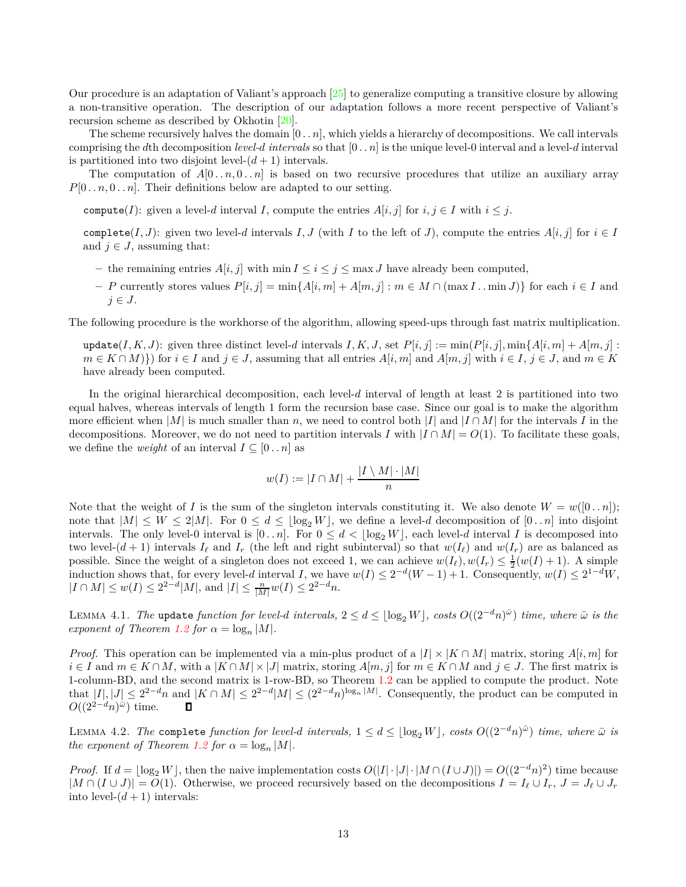Our procedure is an adaptation of Valiant's approach [25] to generalize computing a transitive closure by allowing a non-transitive operation. The description of our adaptation follows a more recent perspective of Valiant's recursion scheme as described by Okhotin [20].

The scheme recursively halves the domain $[0\,..\,n]$, which yields a hierarchy of decompositions. We call intervals comprising the $d$th decomposition *level-$d$ intervals* so that $[0\,..\,n]$ is the unique level-0 interval and a level-$d$ interval is partitioned into two disjoint level-$(d+1)$ intervals.

The computation of $A[0\,..\,n, 0\,..\,n]$ is based on two recursive procedures that utilize an auxiliary array $P[0\,..\,n, 0\,..\,n]$. Their definitions below are adapted to our setting.

`compute`$(I)$: given a level-$d$ interval $I$, compute the entries $A[i,j]$ for $i,j \in I$ with $i \le j$.

`complete`$(I,J)$: given two level-$d$ intervals $I, J$ (with $I$ to the left of $J$), compute the entries $A[i,j]$ for $i \in I$ and $j \in J$, assuming that:

- the remaining entries $A[i,j]$ with $\min I \le i \le j \le \max J$ have already been computed,
- $P$ currently stores values $P[i,j] = \min\{A[i,m] + A[m,j] : m \in M \cap (\max I\,..\,\min J)\}$ for each $i \in I$ and $j \in J$.

The following procedure is the workhorse of the algorithm, allowing speed-ups through fast matrix multiplication.

`update`$(I,K,J)$: given three distinct level-$d$ intervals $I, K, J$, set $P[i,j] := \min(P[i,j], \min\{A[i,m] + A[m,j] : m \in K \cap M\})$ for $i \in I$ and $j \in J$, assuming that all entries $A[i,m]$ and $A[m,j]$ with $i \in I$, $j \in J$, and $m \in K$ have already been computed.

In the original hierarchical decomposition, each level-$d$ interval of length at least 2 is partitioned into two equal halves, whereas intervals of length 1 form the recursion base case. Since our goal is to make the algorithm more efficient when $|M|$ is much smaller than $n$, we need to control both $|I|$ and $|I \cap M|$ for the intervals $I$ in the decompositions. Moreover, we do not need to partition intervals $I$ with $|I \cap M| = O(1)$. To facilitate these goals, we define the *weight* of an interval $I \subseteq [0\,..\,n]$ as

$$w(I) := |I \cap M| + \frac{|I \setminus M| \cdot |M|}{n}$$

Note that the weight of $I$ is the sum of the singleton intervals constituting it. We also denote $W = w([0\,..\,n])$; note that $|M| \le W \le 2|M|$. For $0 \le d \le \lfloor \log_2 W \rfloor$, we define a level-$d$ decomposition of $[0\,..\,n]$ into disjoint intervals. The only level-0 interval is $[0\,..\,n]$. For $0 \le d < \lfloor \log_2 W \rfloor$, each level-$d$ interval $I$ is decomposed into two level-$(d+1)$ intervals $I_\ell$ and $I_r$ (the left and right subinterval) so that $w(I_\ell)$ and $w(I_r)$ are as balanced as possible. Since the weight of a singleton does not exceed 1, we can achieve $w(I_\ell), w(I_r) \le \frac{1}{2}(w(I)+1)$. A simple induction shows that, for every level-$d$ interval $I$, we have $w(I) \le 2^{-d}(W-1)+1$. Consequently, $w(I) \le 2^{1-d}W$, $|I \cap M| \le w(I) \le 2^{2-d}|M|$, and $|I| \le \frac{n}{|M|} w(I) \le 2^{2-d}n$.

Lemma 4.1. *The* `update` *function for level-$d$ intervals, $2 \le d \le \lfloor \log_2 W \rfloor$, costs $O((2^{-d}n)^{\bar\omega})$ time, where $\bar\omega$ is the exponent of Theorem 1.2 for $\alpha = \log_n |M|$.*

*Proof.* This operation can be implemented via a min-plus product of a $|I| \times |K \cap M|$ matrix, storing $A[i,m]$ for $i \in I$ and $m \in K \cap M$, with a $|K \cap M| \times |J|$ matrix, storing $A[m,j]$ for $m \in K \cap M$ and $j \in J$. The first matrix is 1-column-BD, and the second matrix is 1-row-BD, so Theorem 1.2 can be applied to compute the product. Note that $|I|, |J| \le 2^{2-d}n$ and $|K \cap M| \le 2^{2-d}|M| \le (2^{2-d}n)^{\log_n |M|}$. Consequently, the product can be computed in $O((2^{-d}n)^{\bar\omega})$ time. ◻

Lemma 4.2. *The* `complete` *function for level-$d$ intervals, $1 \le d \le \lfloor \log_2 W \rfloor$, costs $O((2^{-d}n)^{\bar\omega})$ time, where $\bar\omega$ is the exponent of Theorem 1.2 for $\alpha = \log_n |M|$.*

*Proof.* If $d = \lfloor \log_2 W \rfloor$, then the naive implementation costs $O(|I| \cdot |J| \cdot |M \cap (I \cup J)|) = O((2^{-d}n)^2)$ time because $|M \cap (I \cup J)| = O(1)$. Otherwise, we proceed recursively based on the decompositions $I = I_\ell \cup I_r$, $J = J_\ell \cup J_r$ into level-$(d+1)$ intervals: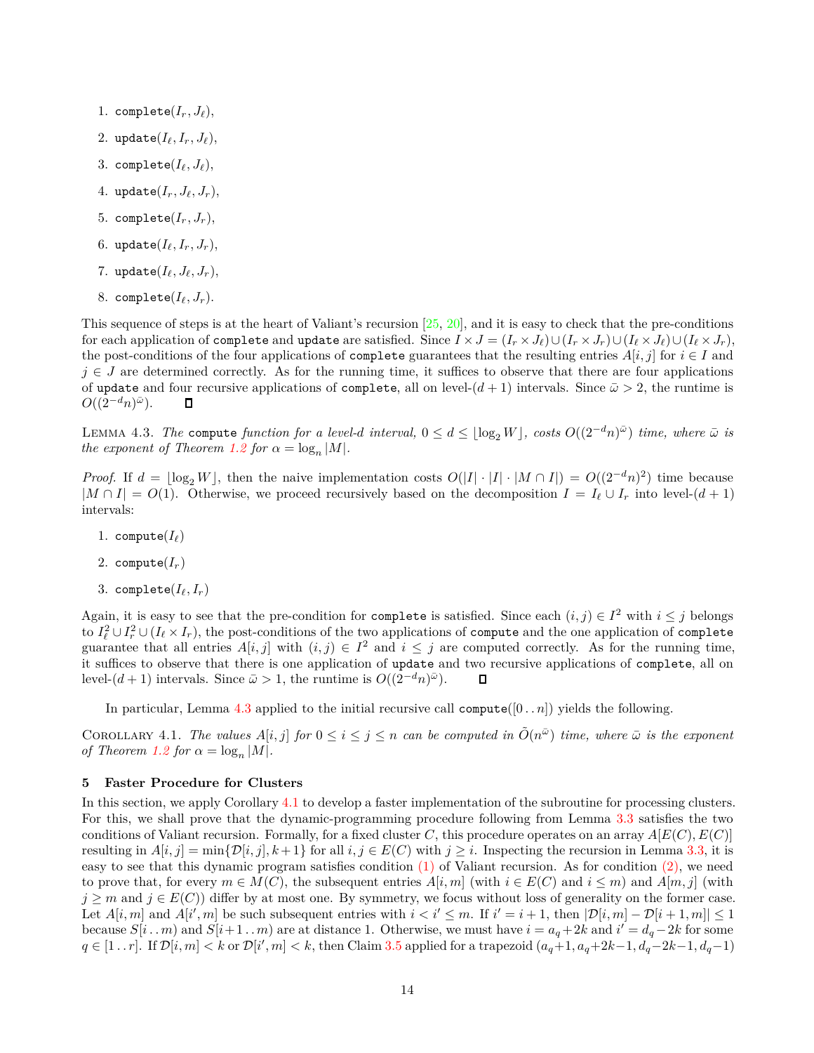1. $\texttt{complete}(I_r, J_\ell)$,
2. $\texttt{update}(I_\ell, I_r, J_\ell)$,
3. $\texttt{complete}(I_\ell, J_\ell)$,
4. $\texttt{update}(I_r, J_\ell, J_r)$,
5. $\texttt{complete}(I_r, J_r)$,
6. $\texttt{update}(I_\ell, I_r, J_r)$,
7. $\texttt{update}(I_\ell, J_\ell, J_r)$,
8. $\texttt{complete}(I_\ell, J_r)$.

This sequence of steps is at the heart of Valiant's recursion [25, 20], and it is easy to check that the pre-conditions for each application of `complete` and `update` are satisfied. Since $I \times J = (I_r \times J_\ell) \cup (I_r \times J_r) \cup (I_\ell \times J_\ell) \cup (I_\ell \times J_r)$, the post-conditions of the four applications of `complete` guarantees that the resulting entries $A[i, j]$ for $i \in I$ and $j \in J$ are determined correctly. As for the running time, it suffices to observe that there are four applications of `update` and four recursive applications of `complete`, all on level-$(d + 1)$ intervals. Since $\bar{\omega} > 2$, the runtime is $O((2^{-d}n)^{\bar{\omega}})$. ◻

Lemma 4.3. *The* `compute` *function for a level-d interval, $0 \le d \le \lfloor \log_2 W \rfloor$, costs $O((2^{-d}n)^{\bar{\omega}})$ time, where $\bar{\omega}$ is the exponent of Theorem 1.2 for $\alpha = \log_n |M|$.*

*Proof.* If $d = \lfloor \log_2 W \rfloor$, then the naive implementation costs $O(|I| \cdot |I| \cdot |M \cap I|) = O((2^{-d}n)^2)$ time because $|M \cap I| = O(1)$. Otherwise, we proceed recursively based on the decomposition $I = I_\ell \cup I_r$ into level-$(d + 1)$ intervals:

1. $\texttt{compute}(I_\ell)$
2. $\texttt{compute}(I_r)$
3. $\texttt{complete}(I_\ell, I_r)$

Again, it is easy to see that the pre-condition for `complete` is satisfied. Since each $(i, j) \in I^2$ with $i \le j$ belongs to $I_\ell^2 \cup I_r^2 \cup (I_\ell \times I_r)$, the post-conditions of the two applications of `compute` and the one application of `complete` guarantee that all entries $A[i, j]$ with $(i, j) \in I^2$ and $i \le j$ are computed correctly. As for the running time, it suffices to observe that there is one application of `update` and two recursive applications of `complete`, all on level-$(d + 1)$ intervals. Since $\bar{\omega} > 1$, the runtime is $O((2^{-d}n)^{\bar{\omega}})$. ◻

In particular, Lemma 4.3 applied to the initial recursive call $\texttt{compute}([0 \,..\, n])$ yields the following.

Corollary 4.1. *The values $A[i, j]$ for $0 \le i \le j \le n$ can be computed in $\tilde{O}(n^{\bar{\omega}})$ time, where $\bar{\omega}$ is the exponent of Theorem 1.2 for $\alpha = \log_n |M|$.*

## 5 Faster Procedure for Clusters

In this section, we apply Corollary 4.1 to develop a faster implementation of the subroutine for processing clusters. For this, we shall prove that the dynamic-programming procedure following from Lemma 3.3 satisfies the two conditions of Valiant recursion. Formally, for a fixed cluster $C$, this procedure operates on an array $A[E(C), E(C)]$ resulting in $A[i, j] = \min\{\mathcal{D}[i, j], k + 1\}$ for all $i, j \in E(C)$ with $j \ge i$. Inspecting the recursion in Lemma 3.3, it is easy to see that this dynamic program satisfies condition (1) of Valiant recursion. As for condition (2), we need to prove that, for every $m \in M(C)$, the subsequent entries $A[i, m]$ (with $i \in E(C)$ and $i \le m$) and $A[m, j]$ (with $j \ge m$ and $j \in E(C)$) differ by at most one. By symmetry, we focus without loss of generality on the former case. Let $A[i, m]$ and $A[i', m]$ be such subsequent entries with $i < i' \le m$. If $i' = i + 1$, then $|\mathcal{D}[i, m] - \mathcal{D}[i + 1, m]| \le 1$ because $S[i \,..\, m)$ and $S[i+1 \,..\, m)$ are at distance 1. Otherwise, we must have $i = a_q + 2k$ and $i' = d_q - 2k$ for some $q \in [1 \,..\, r]$. If $\mathcal{D}[i, m] < k$ or $\mathcal{D}[i', m] < k$, then Claim 3.5 applied for a trapezoid $(a_q+1, a_q+2k-1, d_q-2k-1, d_q-1)$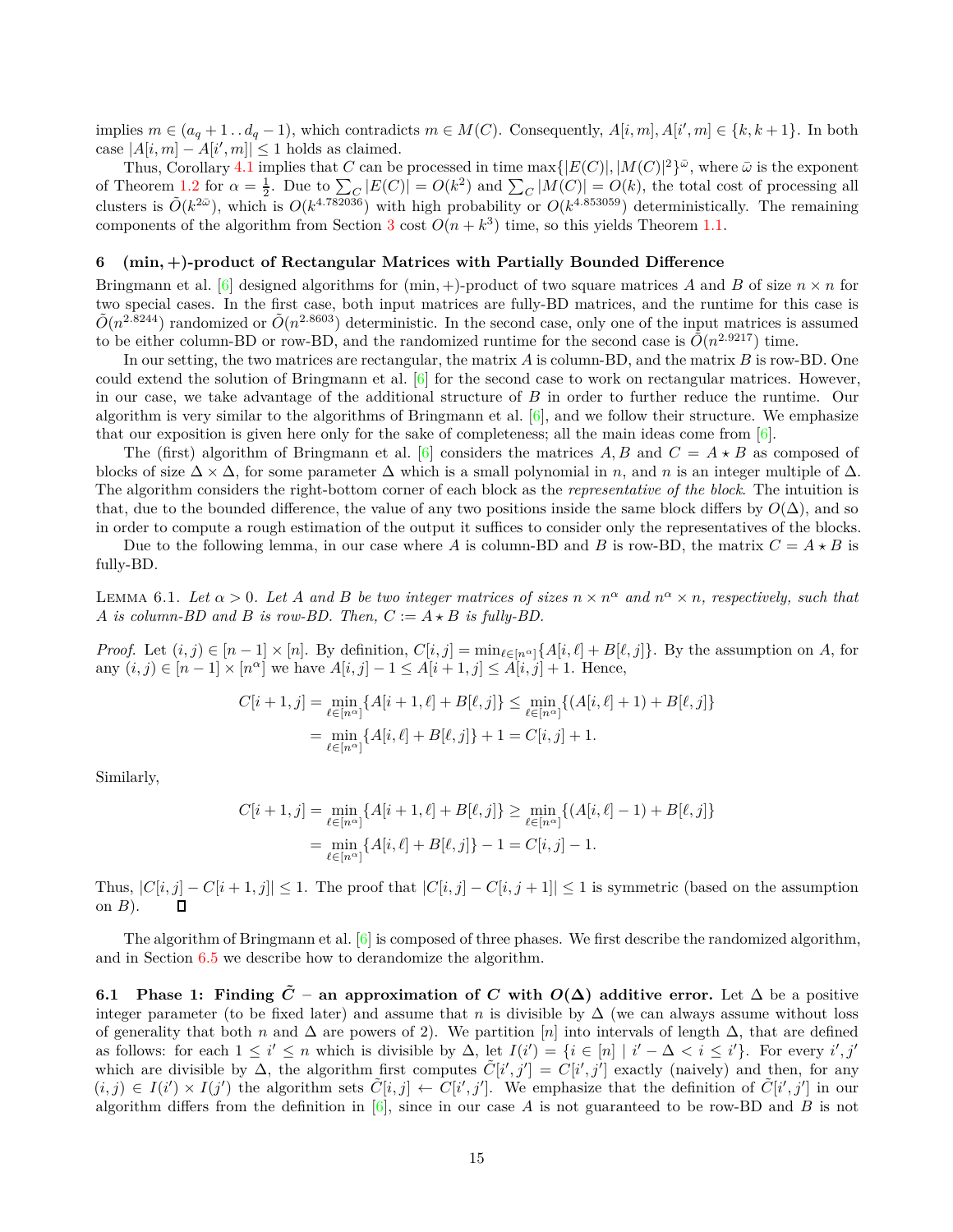implies $m \in (a_q + 1 \, .. \, d_q - 1)$, which contradicts $m \in M(C)$. Consequently, $A[i, m], A[i', m] \in \{k, k+1\}$. In both case $|A[i, m] - A[i', m]| \leq 1$ holds as claimed.

Thus, Corollary 4.1 implies that $C$ can be processed in time $\max\{|E(C)|, |M(C)|^2\}^{\bar{\omega}}$, where $\bar{\omega}$ is the exponent of Theorem 1.2 for $\alpha = \frac{1}{2}$. Due to $\sum_C |E(C)| = O(k^2)$ and $\sum_C |M(C)| = O(k)$, the total cost of processing all clusters is $\tilde{O}(k^{2\bar{\omega}})$, which is $O(k^{4.782036})$ with high probability or $O(k^{4.853059})$ deterministically. The remaining components of the algorithm from Section 3 cost $O(n + k^3)$ time, so this yields Theorem 1.1.

## 6 $(\min, +)$-product of Rectangular Matrices with Partially Bounded Difference

Bringmann et al. [6] designed algorithms for $(\min, +)$-product of two square matrices $A$ and $B$ of size $n \times n$ for two special cases. In the first case, both input matrices are fully-BD matrices, and the runtime for this case is $\tilde{O}(n^{2.8244})$ randomized or $\tilde{O}(n^{2.8603})$ deterministic. In the second case, only one of the input matrices is assumed to be either column-BD or row-BD, and the randomized runtime for the second case is $\tilde{O}(n^{2.9217})$ time.

In our setting, the two matrices are rectangular, the matrix $A$ is column-BD, and the matrix $B$ is row-BD. One could extend the solution of Bringmann et al. [6] for the second case to work on rectangular matrices. However, in our case, we take advantage of the additional structure of $B$ in order to further reduce the runtime. Our algorithm is very similar to the algorithms of Bringmann et al. [6], and we follow their structure. We emphasize that our exposition is given here only for the sake of completeness; all the main ideas come from [6].

The (first) algorithm of Bringmann et al. [6] considers the matrices $A, B$ and $C = A \star B$ as composed of blocks of size $\Delta \times \Delta$, for some parameter $\Delta$ which is a small polynomial in $n$, and $n$ is an integer multiple of $\Delta$. The algorithm considers the right-bottom corner of each block as the *representative of the block*. The intuition is that, due to the bounded difference, the value of any two positions inside the same block differs by $O(\Delta)$, and so in order to compute a rough estimation of the output it suffices to consider only the representatives of the blocks.

Due to the following lemma, in our case where $A$ is column-BD and $B$ is row-BD, the matrix $C = A \star B$ is fully-BD.

Lemma 6.1. *Let $\alpha > 0$. Let $A$ and $B$ be two integer matrices of sizes $n \times n^\alpha$ and $n^\alpha \times n$, respectively, such that $A$ is column-BD and $B$ is row-BD. Then, $C := A \star B$ is fully-BD.*

*Proof.* Let $(i, j) \in [n-1] \times [n]$. By definition, $C[i, j] = \min_{\ell \in [n^\alpha]}\{A[i, \ell] + B[\ell, j]\}$. By the assumption on $A$, for any $(i, j) \in [n-1] \times [n^\alpha]$ we have $A[i, j] - 1 \leq A[i+1, j] \leq A[i, j] + 1$. Hence,

$$
\begin{aligned}
C[i+1, j] &= \min_{\ell \in [n^\alpha]}\{A[i+1, \ell] + B[\ell, j]\} \leq \min_{\ell \in [n^\alpha]}\{(A[i, \ell] + 1) + B[\ell, j]\} \\
&= \min_{\ell \in [n^\alpha]}\{A[i, \ell] + B[\ell, j]\} + 1 = C[i, j] + 1.
\end{aligned}
$$

Similarly,

$$
\begin{aligned}
C[i+1, j] &= \min_{\ell \in [n^\alpha]}\{A[i+1, \ell] + B[\ell, j]\} \geq \min_{\ell \in [n^\alpha]}\{(A[i, \ell] - 1) + B[\ell, j]\} \\
&= \min_{\ell \in [n^\alpha]}\{A[i, \ell] + B[\ell, j]\} - 1 = C[i, j] - 1.
\end{aligned}
$$

Thus, $|C[i, j] - C[i+1, j]| \leq 1$. The proof that $|C[i, j] - C[i, j+1]| \leq 1$ is symmetric (based on the assumption on $B$). ◻

The algorithm of Bringmann et al. [6] is composed of three phases. We first describe the randomized algorithm, and in Section 6.5 we describe how to derandomize the algorithm.

### 6.1 Phase 1: Finding $\tilde{C}$ – an approximation of $C$ with $O(\Delta)$ additive error.

Let $\Delta$ be a positive integer parameter (to be fixed later) and assume that $n$ is divisible by $\Delta$ (we can always assume without loss of generality that both $n$ and $\Delta$ are powers of 2). We partition $[n]$ into intervals of length $\Delta$, that are defined as follows: for each $1 \leq i' \leq n$ which is divisible by $\Delta$, let $I(i') = \{i \in [n] \mid i' - \Delta < i \leq i'\}$. For every $i', j'$ which are divisible by $\Delta$, the algorithm first computes $\tilde{C}[i', j'] = C[i', j']$ exactly (naively) and then, for any $(i, j) \in I(i') \times I(j')$ the algorithm sets $\tilde{C}[i, j] \leftarrow C[i', j']$. We emphasize that the definition of $\tilde{C}[i', j']$ in our algorithm differs from the definition in [6], since in our case $A$ is not guaranteed to be row-BD and $B$ is not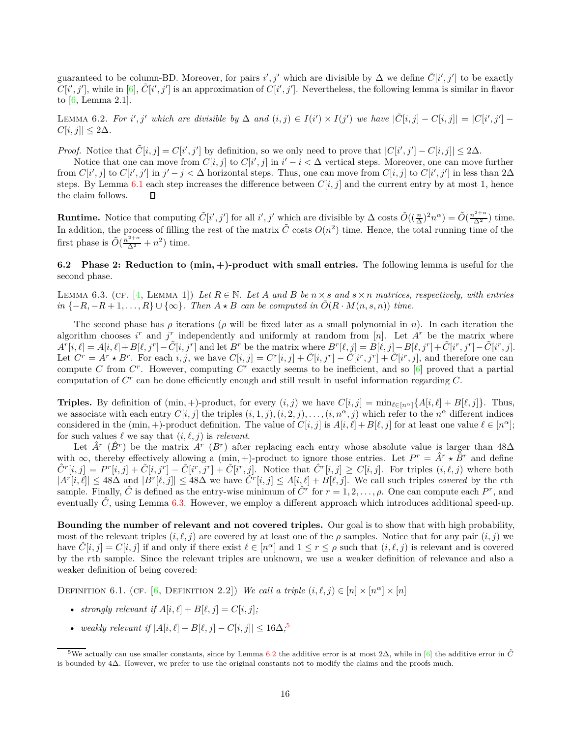guaranteed to be column-BD. Moreover, for pairs $i', j'$ which are divisible by $\Delta$ we define $\tilde{C}[i', j']$ to be exactly $C[i', j']$, while in [6], $\tilde{C}[i', j']$ is an approximation of $C[i', j']$. Nevertheless, the following lemma is similar in flavor to [6, Lemma 2.1].

Lemma 6.2. *For $i', j'$ which are divisible by $\Delta$ and $(i, j) \in I(i') \times I(j')$ we have $|\tilde{C}[i, j] - C[i, j]| = |C[i', j'] - C[i, j]| \leq 2\Delta$.*

*Proof.* Notice that $\tilde{C}[i, j] = C[i', j']$ by definition, so we only need to prove that $|C[i', j'] - C[i, j]| \leq 2\Delta$.

Notice that one can move from $C[i, j]$ to $C[i', j]$ in $i' - i < \Delta$ vertical steps. Moreover, one can move further from $C[i', j]$ to $C[i', j']$ in $j' - j < \Delta$ horizontal steps. Thus, one can move from $C[i, j]$ to $C[i', j']$ in less than $2\Delta$ steps. By Lemma 6.1 each step increases the difference between $C[i, j]$ and the current entry by at most 1, hence the claim follows. ◻

**Runtime.** Notice that computing $\tilde{C}[i', j']$ for all $i', j'$ which are divisible by $\Delta$ costs $\tilde{O}((\frac{n}{\Delta})^2 n^\alpha) = \tilde{O}(\frac{n^{2+\alpha}}{\Delta^2})$ time. In addition, the process of filling the rest of the matrix $\tilde{C}$ costs $O(n^2)$ time. Hence, the total running time of the first phase is $\tilde{O}(\frac{n^{2+\alpha}}{\Delta^2} + n^2)$ time.

**6.2 Phase 2: Reduction to (min, +)-product with small entries.** The following lemma is useful for the second phase.

Lemma 6.3. (cf. [4, Lemma 1]) *Let $R \in \mathbb{N}$. Let $A$ and $B$ be $n \times s$ and $s \times n$ matrices, respectively, with entries in $\{-R, -R+1, \dots, R\} \cup \{\infty\}$. Then $A \star B$ can be computed in $\tilde{O}(R \cdot M(n, s, n))$ time.*

The second phase has $\rho$ iterations ($\rho$ will be fixed later as a small polynomial in $n$). In each iteration the algorithm chooses $i^r$ and $j^r$ independently and uniformly at random from $[n]$. Let $A^r$ be the matrix where $A^r[i, \ell] = A[i, \ell] + B[\ell, j^r] - \tilde{C}[i, j^r]$ and let $B^r$ be the matrix where $B^r[\ell, j] = B[\ell, j] - B[\ell, j^r] + \tilde{C}[i^r, j^r] - \tilde{C}[i^r, j]$. Let $C^r = A^r \star B^r$. For each $i, j$, we have $C[i, j] = C^r[i, j] + \tilde{C}[i, j^r] - \tilde{C}[i^r, j^r] + \tilde{C}[i^r, j]$, and therefore one can compute $C$ from $C^r$. However, computing $C^r$ exactly seems to be inefficient, and so [6] proved that a partial computation of $C^r$ can be done efficiently enough and still result in useful information regarding $C$.

**Triples.** By definition of (min, +)-product, for every $(i, j)$ we have $C[i, j] = \min_{\ell \in [n^\alpha]}\{A[i, \ell] + B[\ell, j]\}$. Thus, we associate with each entry $C[i, j]$ the triples $(i, 1, j), (i, 2, j), \dots, (i, n^\alpha, j)$ which refer to the $n^\alpha$ different indices considered in the (min, +)-product definition. The value of $C[i, j]$ is $A[i, \ell] + B[\ell, j]$ for at least one value $\ell \in [n^\alpha]$; for such values $\ell$ we say that $(i, \ell, j)$ is *relevant*.

Let $\hat{A}^r$ ($\hat{B}^r$) be the matrix $A^r$ ($B^r$) after replacing each entry whose absolute value is larger than $48\Delta$ with $\infty$, thereby effectively allowing a (min, +)-product to ignore those entries. Let $P^r = \hat{A}^r \star \hat{B}^r$ and define $\hat{C}^r[i, j] = P^r[i, j] + \tilde{C}[i, j^r] - \tilde{C}[i^r, j^r] + \tilde{C}[i^r, j]$. Notice that $\hat{C}^r[i, j] \geq C[i, j]$. For triples $(i, \ell, j)$ where both $|A^r[i, \ell]| \leq 48\Delta$ and $|B^r[\ell, j]| \leq 48\Delta$ we have $\hat{C}^r[i, j] \leq A[i, \ell] + B[\ell, j]$. We call such triples *covered* by the $r$th sample. Finally, $\hat{C}$ is defined as the entry-wise minimum of $\hat{C}^r$ for $r = 1, 2, \dots, \rho$. One can compute each $P^r$, and eventually $\hat{C}$, using Lemma 6.3. However, we employ a different approach which introduces additional speed-up.

**Bounding the number of relevant and not covered triples.** Our goal is to show that with high probability, most of the relevant triples $(i, \ell, j)$ are covered by at least one of the $\rho$ samples. Notice that for any pair $(i, j)$ we have $\hat{C}[i, j] = C[i, j]$ if and only if there exist $\ell \in [n^\alpha]$ and $1 \leq r \leq \rho$ such that $(i, \ell, j)$ is relevant and is covered by the $r$th sample. Since the relevant triples are unknown, we use a weaker definition of relevance and also a weaker definition of being covered:

Definition 6.1. (cf. [6, Definition 2.2]) *We call a triple $(i, \ell, j) \in [n] \times [n^\alpha] \times [n]$*

- *strongly relevant if $A[i, \ell] + B[\ell, j] = C[i, j]$;*
- *weakly relevant if $|A[i, \ell] + B[\ell, j] - C[i, j]| \leq 16\Delta$;*[5]

[5] We actually can use smaller constants, since by Lemma 6.2 the additive error is at most $2\Delta$, while in [6] the additive error in $\tilde{C}$ is bounded by $4\Delta$. However, we prefer to use the original constants not to modify the claims and the proofs much.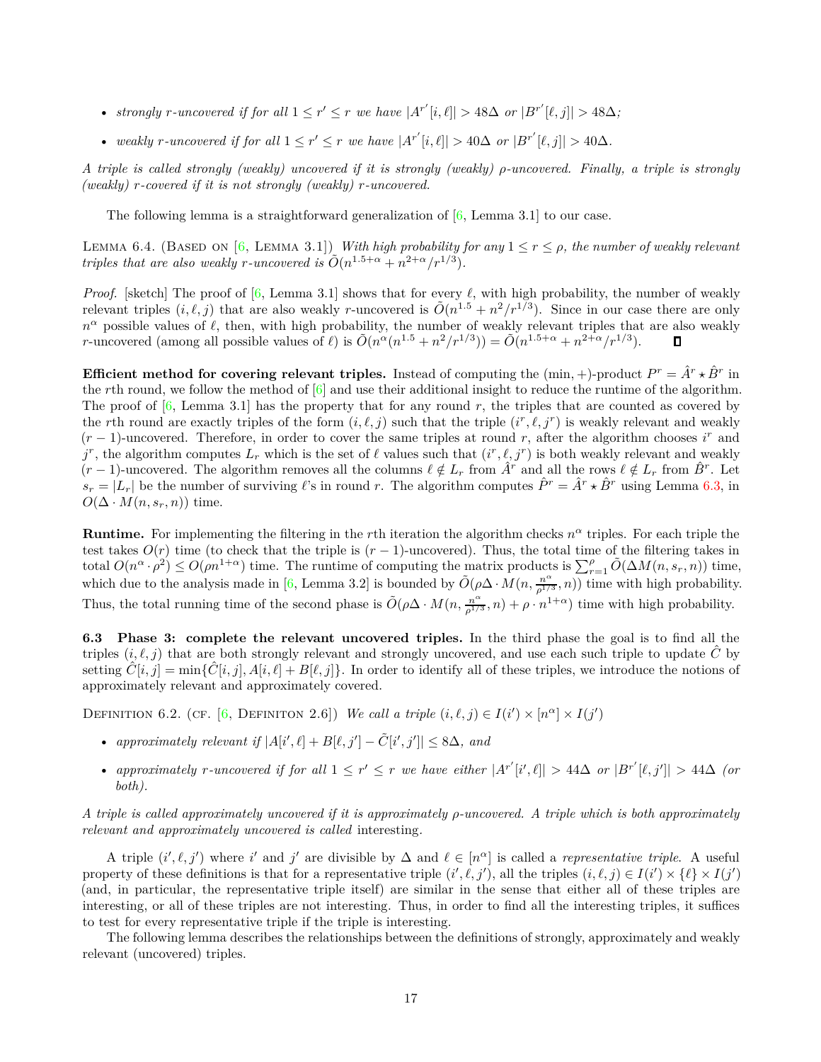- *strongly $r$-uncovered if for all $1 \le r' \le r$ we have $|A^{r'}[i,\ell]| > 48\Delta$ or $|B^{r'}[\ell,j]| > 48\Delta$;*
- *weakly $r$-uncovered if for all $1 \le r' \le r$ we have $|A^{r'}[i,\ell]| > 40\Delta$ or $|B^{r'}[\ell,j]| > 40\Delta$.*

*A triple is called strongly (weakly) uncovered if it is strongly (weakly) $\rho$-uncovered. Finally, a triple is strongly (weakly) $r$-covered if it is not strongly (weakly) $r$-uncovered.*

The following lemma is a straightforward generalization of [6, Lemma 3.1] to our case.

Lemma 6.4. (Based on [6, Lemma 3.1]) *With high probability for any $1 \le r \le \rho$, the number of weakly relevant triples that are also weakly $r$-uncovered is $\tilde{O}(n^{1.5+\alpha} + n^{2+\alpha}/r^{1/3})$.*

*Proof.* [sketch] The proof of [6, Lemma 3.1] shows that for every $\ell$, with high probability, the number of weakly relevant triples $(i,\ell,j)$ that are also weakly $r$-uncovered is $\tilde{O}(n^{1.5} + n^2/r^{1/3})$. Since in our case there are only $n^\alpha$ possible values of $\ell$, then, with high probability, the number of weakly relevant triples that are also weakly $r$-uncovered (among all possible values of $\ell$) is $\tilde{O}(n^\alpha(n^{1.5} + n^2/r^{1/3})) = \tilde{O}(n^{1.5+\alpha} + n^{2+\alpha}/r^{1/3})$. ∎

**Efficient method for covering relevant triples.** Instead of computing the $(\min,+)$-product $P^r = \hat{A}^r \star \hat{B}^r$ in the $r$th round, we follow the method of [6] and use their additional insight to reduce the runtime of the algorithm. The proof of [6, Lemma 3.1] has the property that for any round $r$, the triples that are counted as covered by the $r$th round are exactly triples of the form $(i,\ell,j)$ such that the triple $(i^r,\ell,j^r)$ is weakly relevant and weakly $(r-1)$-uncovered. Therefore, in order to cover the same triples at round $r$, after the algorithm chooses $i^r$ and $j^r$, the algorithm computes $L_r$ which is the set of $\ell$ values such that $(i^r,\ell,j^r)$ is both weakly relevant and weakly $(r-1)$-uncovered. The algorithm removes all the columns $\ell \notin L_r$ from $\hat{A}^r$ and all the rows $\ell \notin L_r$ from $\hat{B}^r$. Let $s_r = |L_r|$ be the number of surviving $\ell$'s in round $r$. The algorithm computes $\hat{P}^r = \hat{A}^r \star \hat{B}^r$ using Lemma 6.3, in $O(\Delta \cdot M(n, s_r, n))$ time.

**Runtime.** For implementing the filtering in the $r$th iteration the algorithm checks $n^\alpha$ triples. For each triple the test takes $O(r)$ time (to check that the triple is $(r-1)$-uncovered). Thus, the total time of the filtering takes in total $O(n^\alpha \cdot \rho^2) \le O(\rho n^{1+\alpha})$ time. The runtime of computing the matrix products is $\sum_{r=1}^{\rho} \tilde{O}(\Delta M(n, s_r, n))$ time, which due to the analysis made in [6, Lemma 3.2] is bounded by $\tilde{O}(\rho\Delta \cdot M(n, \frac{n^\alpha}{\rho^{1/3}}, n))$ time with high probability. Thus, the total running time of the second phase is $\tilde{O}(\rho\Delta \cdot M(n, \frac{n^\alpha}{\rho^{1/3}}, n) + \rho \cdot n^{1+\alpha})$ time with high probability.

### 6.3 Phase 3: complete the relevant uncovered triples.

In the third phase the goal is to find all the triples $(i,\ell,j)$ that are both strongly relevant and strongly uncovered, and use each such triple to update $\hat{C}$ by setting $\hat{C}[i,j] = \min\{\hat{C}[i,j], A[i,\ell] + B[\ell,j]\}$. In order to identify all of these triples, we introduce the notions of approximately relevant and approximately covered.

Definition 6.2. (cf. [6, Definiton 2.6]) *We call a triple $(i,\ell,j) \in I(i') \times [n^\alpha] \times I(j')$*

- *approximately relevant if $|A[i',\ell] + B[\ell,j'] - \tilde{C}[i',j']| \le 8\Delta$, and*
- *approximately $r$-uncovered if for all $1 \le r' \le r$ we have either $|A^{r'}[i',\ell]| > 44\Delta$ or $|B^{r'}[\ell,j']| > 44\Delta$ (or both).*

*A triple is called approximately uncovered if it is approximately $\rho$-uncovered. A triple which is both approximately relevant and approximately uncovered is called* interesting.

A triple $(i',\ell,j')$ where $i'$ and $j'$ are divisible by $\Delta$ and $\ell \in [n^\alpha]$ is called a *representative triple*. A useful property of these definitions is that for a representative triple $(i',\ell,j')$, all the triples $(i,\ell,j) \in I(i') \times \{\ell\} \times I(j')$ (and, in particular, the representative triple itself) are similar in the sense that either all of these triples are interesting, or all of these triples are not interesting. Thus, in order to find all the interesting triples, it suffices to test for every representative triple if the triple is interesting.

The following lemma describes the relationships between the definitions of strongly, approximately and weakly relevant (uncovered) triples.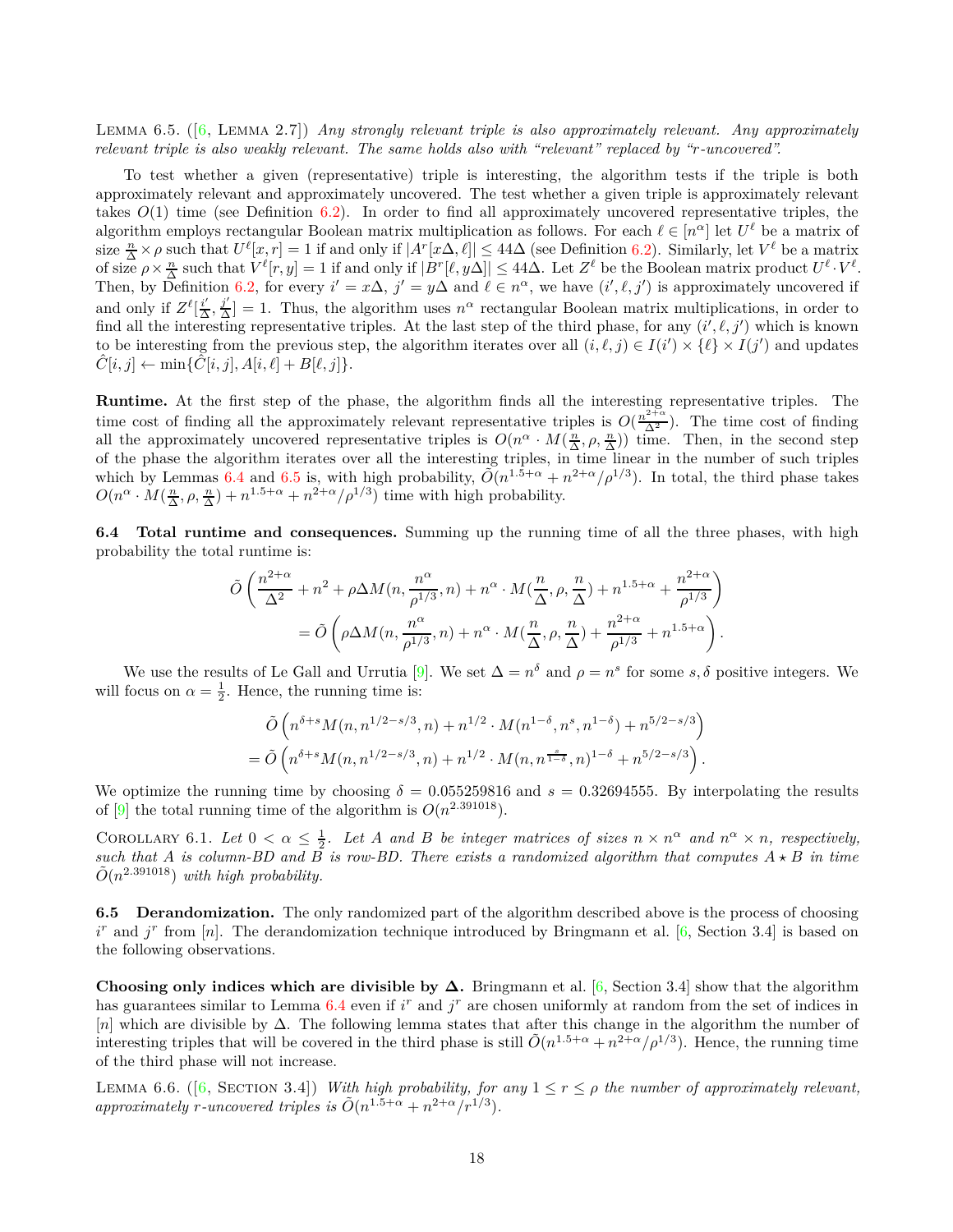Lemma 6.5. ([6, Lemma 2.7]) *Any strongly relevant triple is also approximately relevant. Any approximately relevant triple is also weakly relevant. The same holds also with "relevant" replaced by "r-uncovered".*

To test whether a given (representative) triple is interesting, the algorithm tests if the triple is both approximately relevant and approximately uncovered. The test whether a given triple is approximately relevant takes $O(1)$ time (see Definition 6.2). In order to find all approximately uncovered representative triples, the algorithm employs rectangular Boolean matrix multiplication as follows. For each $\ell \in [n^\alpha]$ let $U^\ell$ be a matrix of size $\frac{n}{\Delta} \times \rho$ such that $U^\ell[x, r] = 1$ if and only if $|A^r[x\Delta, \ell]| \leq 44\Delta$ (see Definition 6.2). Similarly, let $V^\ell$ be a matrix of size $\rho \times \frac{n}{\Delta}$ such that $V^\ell[r, y] = 1$ if and only if $|B^r[\ell, y\Delta]| \leq 44\Delta$. Let $Z^\ell$ be the Boolean matrix product $U^\ell \cdot V^\ell$. Then, by Definition 6.2, for every $i' = x\Delta$, $j' = y\Delta$ and $\ell \in n^\alpha$, we have $(i', \ell, j')$ is approximately uncovered if and only if $Z^\ell[\frac{i'}{\Delta}, \frac{j'}{\Delta}] = 1$. Thus, the algorithm uses $n^\alpha$ rectangular Boolean matrix multiplications, in order to find all the interesting representative triples. At the last step of the third phase, for any $(i', \ell, j')$ which is known to be interesting from the previous step, the algorithm iterates over all $(i, \ell, j) \in I(i') \times \{\ell\} \times I(j')$ and updates $\hat{C}[i, j] \leftarrow \min\{\hat{C}[i, j], A[i, \ell] + B[\ell, j]\}$.

**Runtime.** At the first step of the phase, the algorithm finds all the interesting representative triples. The time cost of finding all the approximately relevant representative triples is $O(\frac{n^{2+\alpha}}{\Delta^2})$. The time cost of finding all the approximately uncovered representative triples is $O(n^\alpha \cdot M(\frac{n}{\Delta}, \rho, \frac{n}{\Delta}))$ time. Then, in the second step of the phase the algorithm iterates over all the interesting triples, in time linear in the number of such triples which by Lemmas 6.4 and 6.5 is, with high probability, $\tilde{O}(n^{1.5+\alpha} + n^{2+\alpha}/\rho^{1/3})$. In total, the third phase takes $O(n^\alpha \cdot M(\frac{n}{\Delta}, \rho, \frac{n}{\Delta}) + n^{1.5+\alpha} + n^{2+\alpha}/\rho^{1/3})$ time with high probability.

**6.4 Total runtime and consequences.** Summing up the running time of all the three phases, with high probability the total runtime is:

$$\tilde{O}\left(\frac{n^{2+\alpha}}{\Delta^2} + n^2 + \rho\Delta M(n, \frac{n^\alpha}{\rho^{1/3}}, n) + n^\alpha \cdot M(\frac{n}{\Delta}, \rho, \frac{n}{\Delta}) + n^{1.5+\alpha} + \frac{n^{2+\alpha}}{\rho^{1/3}}\right)$$
$$= \tilde{O}\left(\rho\Delta M(n, \frac{n^\alpha}{\rho^{1/3}}, n) + n^\alpha \cdot M(\frac{n}{\Delta}, \rho, \frac{n}{\Delta}) + \frac{n^{2+\alpha}}{\rho^{1/3}} + n^{1.5+\alpha}\right).$$

We use the results of Le Gall and Urrutia [9]. We set $\Delta = n^\delta$ and $\rho = n^s$ for some $s, \delta$ positive integers. We will focus on $\alpha = \frac{1}{2}$. Hence, the running time is:

$$\tilde{O}\left(n^{\delta+s} M(n, n^{1/2-s/3}, n) + n^{1/2} \cdot M(n^{1-\delta}, n^s, n^{1-\delta}) + n^{5/2-s/3}\right)$$
$$= \tilde{O}\left(n^{\delta+s} M(n, n^{1/2-s/3}, n) + n^{1/2} \cdot M(n, n^{\frac{s}{1-\delta}}, n)^{1-\delta} + n^{5/2-s/3}\right).$$

We optimize the running time by choosing $\delta = 0.055259816$ and $s = 0.32694555$. By interpolating the results of [9] the total running time of the algorithm is $O(n^{2.391018})$.

Corollary 6.1. *Let $0 < \alpha \leq \frac{1}{2}$. Let $A$ and $B$ be integer matrices of sizes $n \times n^\alpha$ and $n^\alpha \times n$, respectively, such that $A$ is column-BD and $B$ is row-BD. There exists a randomized algorithm that computes $A \star B$ in time $\tilde{O}(n^{2.391018})$ with high probability.*

**6.5 Derandomization.** The only randomized part of the algorithm described above is the process of choosing $i^r$ and $j^r$ from $[n]$. The derandomization technique introduced by Bringmann et al. [6, Section 3.4] is based on the following observations.

**Choosing only indices which are divisible by $\Delta$.** Bringmann et al. [6, Section 3.4] show that the algorithm has guarantees similar to Lemma 6.4 even if $i^r$ and $j^r$ are chosen uniformly at random from the set of indices in $[n]$ which are divisible by $\Delta$. The following lemma states that after this change in the algorithm the number of interesting triples that will be covered in the third phase is still $\tilde{O}(n^{1.5+\alpha} + n^{2+\alpha}/\rho^{1/3})$. Hence, the running time of the third phase will not increase.

Lemma 6.6. ([6, Section 3.4]) *With high probability, for any $1 \leq r \leq \rho$ the number of approximately relevant, approximately $r$-uncovered triples is $\tilde{O}(n^{1.5+\alpha} + n^{2+\alpha}/r^{1/3})$.*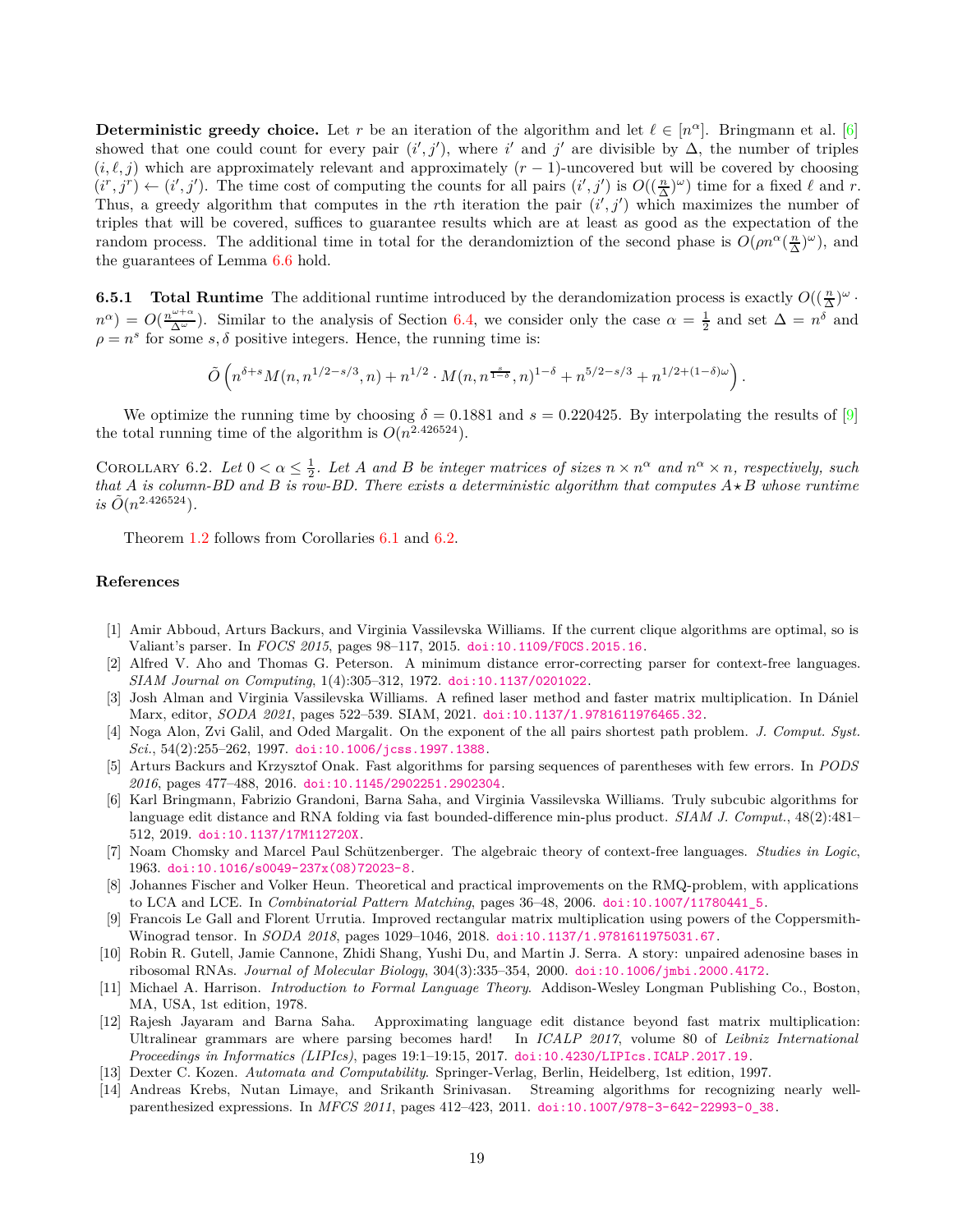**Deterministic greedy choice.** Let $r$ be an iteration of the algorithm and let $\ell \in [n^\alpha]$. Bringmann et al. [6] showed that one could count for every pair $(i', j')$, where $i'$ and $j'$ are divisible by $\Delta$, the number of triples $(i, \ell, j)$ which are approximately relevant and approximately $(r-1)$-uncovered but will be covered by choosing $(i^r, j^r) \leftarrow (i', j')$. The time cost of computing the counts for all pairs $(i', j')$ is $O((\frac{n}{\Delta})^\omega)$ time for a fixed $\ell$ and $r$. Thus, a greedy algorithm that computes in the $r$th iteration the pair $(i', j')$ which maximizes the number of triples that will be covered, suffices to guarantee results which are at least as good as the expectation of the random process. The additional time in total for the derandomiztion of the second phase is $O(\rho n^\alpha (\frac{n}{\Delta})^\omega)$, and the guarantees of Lemma 6.6 hold.

### 6.5.1 Total Runtime

The additional runtime introduced by the derandomization process is exactly $O((\frac{n}{\Delta})^\omega \cdot n^\alpha) = O(\frac{n^{\omega+\alpha}}{\Delta^\omega})$. Similar to the analysis of Section 6.4, we consider only the case $\alpha = \frac{1}{2}$ and set $\Delta = n^\delta$ and $\rho = n^s$ for some $s, \delta$ positive integers. Hence, the running time is:

$$\tilde{O}\left(n^{\delta+s} M(n, n^{1/2-s/3}, n) + n^{1/2} \cdot M(n, n^{\frac{s}{1-\delta}}, n)^{1-\delta} + n^{5/2-s/3} + n^{1/2+(1-\delta)\omega}\right).$$

We optimize the running time by choosing $\delta = 0.1881$ and $s = 0.220425$. By interpolating the results of [9] the total running time of the algorithm is $O(n^{2.426524})$.

Corollary 6.2. *Let $0 < \alpha \leq \frac{1}{2}$. Let $A$ and $B$ be integer matrices of sizes $n \times n^\alpha$ and $n^\alpha \times n$, respectively, such that $A$ is column-BD and $B$ is row-BD. There exists a deterministic algorithm that computes $A \star B$ whose runtime is $\tilde{O}(n^{2.426524})$.*

Theorem 1.2 follows from Corollaries 6.1 and 6.2.

## References

[1] Amir Abboud, Arturs Backurs, and Virginia Vassilevska Williams. If the current clique algorithms are optimal, so is Valiant's parser. In *FOCS 2015*, pages 98–117, 2015. doi:10.1109/FOCS.2015.16.

[2] Alfred V. Aho and Thomas G. Peterson. A minimum distance error-correcting parser for context-free languages. *SIAM Journal on Computing*, 1(4):305–312, 1972. doi:10.1137/0201022.

[3] Josh Alman and Virginia Vassilevska Williams. A refined laser method and faster matrix multiplication. In Dániel Marx, editor, *SODA 2021*, pages 522–539. SIAM, 2021. doi:10.1137/1.9781611976465.32.

[4] Noga Alon, Zvi Galil, and Oded Margalit. On the exponent of the all pairs shortest path problem. *J. Comput. Syst. Sci.*, 54(2):255–262, 1997. doi:10.1006/jcss.1997.1388.

[5] Arturs Backurs and Krzysztof Onak. Fast algorithms for parsing sequences of parentheses with few errors. In *PODS 2016*, pages 477–488, 2016. doi:10.1145/2902251.2902304.

[6] Karl Bringmann, Fabrizio Grandoni, Barna Saha, and Virginia Vassilevska Williams. Truly subcubic algorithms for language edit distance and RNA folding via fast bounded-difference min-plus product. *SIAM J. Comput.*, 48(2):481–512, 2019. doi:10.1137/17M112720X.

[7] Noam Chomsky and Marcel Paul Schützenberger. The algebraic theory of context-free languages. *Studies in Logic*, 1963. doi:10.1016/s0049-237x(08)72023-8.

[8] Johannes Fischer and Volker Heun. Theoretical and practical improvements on the RMQ-problem, with applications to LCA and LCE. In *Combinatorial Pattern Matching*, pages 36–48, 2006. doi:10.1007/11780441_5.

[9] Francois Le Gall and Florent Urrutia. Improved rectangular matrix multiplication using powers of the Coppersmith-Winograd tensor. In *SODA 2018*, pages 1029–1046, 2018. doi:10.1137/1.9781611975031.67.

[10] Robin R. Gutell, Jamie Cannone, Zhidi Shang, Yushi Du, and Martin J. Serra. A story: unpaired adenosine bases in ribosomal RNAs. *Journal of Molecular Biology*, 304(3):335–354, 2000. doi:10.1006/jmbi.2000.4172.

[11] Michael A. Harrison. *Introduction to Formal Language Theory*. Addison-Wesley Longman Publishing Co., Boston, MA, USA, 1st edition, 1978.

[12] Rajesh Jayaram and Barna Saha. Approximating language edit distance beyond fast matrix multiplication: Ultralinear grammars are where parsing becomes hard! In *ICALP 2017*, volume 80 of *Leibniz International Proceedings in Informatics (LIPIcs)*, pages 19:1–19:15, 2017. doi:10.4230/LIPIcs.ICALP.2017.19.

[13] Dexter C. Kozen. *Automata and Computability*. Springer-Verlag, Berlin, Heidelberg, 1st edition, 1997.

[14] Andreas Krebs, Nutan Limaye, and Srikanth Srinivasan. Streaming algorithms for recognizing nearly well-parenthesized expressions. In *MFCS 2011*, pages 412–423, 2011. doi:10.1007/978-3-642-22993-0_38.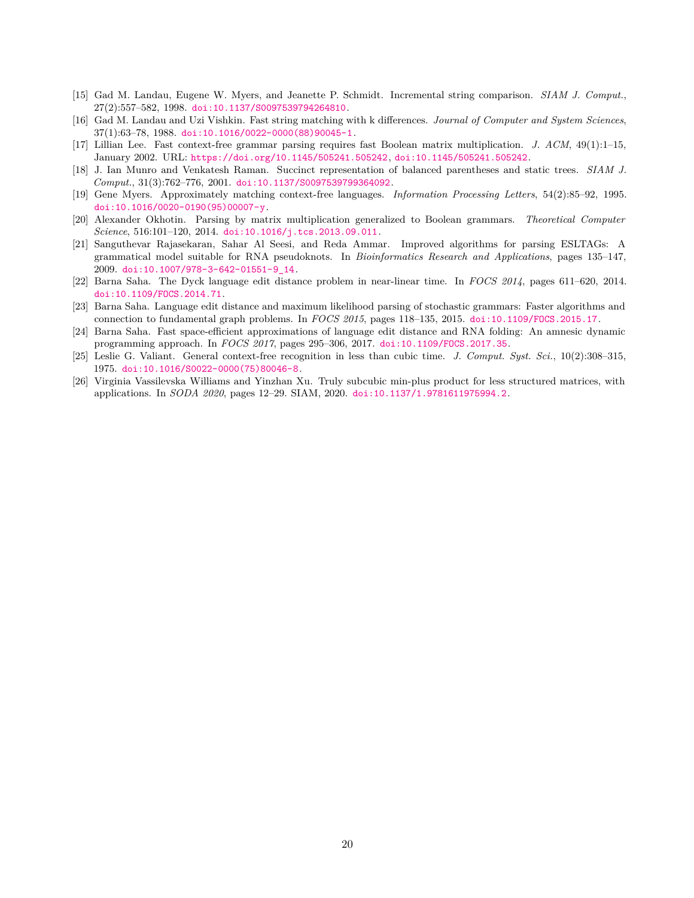[15] Gad M. Landau, Eugene W. Myers, and Jeanette P. Schmidt. Incremental string comparison. *SIAM J. Comput.*, 27(2):557–582, 1998. doi:10.1137/S0097539794264810.

[16] Gad M. Landau and Uzi Vishkin. Fast string matching with k differences. *Journal of Computer and System Sciences*, 37(1):63–78, 1988. doi:10.1016/0022-0000(88)90045-1.

[17] Lillian Lee. Fast context-free grammar parsing requires fast Boolean matrix multiplication. *J. ACM*, 49(1):1–15, January 2002. URL: https://doi.org/10.1145/505241.505242, doi:10.1145/505241.505242.

[18] J. Ian Munro and Venkatesh Raman. Succinct representation of balanced parentheses and static trees. *SIAM J. Comput.*, 31(3):762–776, 2001. doi:10.1137/S0097539799364092.

[19] Gene Myers. Approximately matching context-free languages. *Information Processing Letters*, 54(2):85–92, 1995. doi:10.1016/0020-0190(95)00007-y.

[20] Alexander Okhotin. Parsing by matrix multiplication generalized to Boolean grammars. *Theoretical Computer Science*, 516:101–120, 2014. doi:10.1016/j.tcs.2013.09.011.

[21] Sanguthevar Rajasekaran, Sahar Al Seesi, and Reda Ammar. Improved algorithms for parsing ESLTAGs: A grammatical model suitable for RNA pseudoknots. In *Bioinformatics Research and Applications*, pages 135–147, 2009. doi:10.1007/978-3-642-01551-9_14.

[22] Barna Saha. The Dyck language edit distance problem in near-linear time. In *FOCS 2014*, pages 611–620, 2014. doi:10.1109/FOCS.2014.71.

[23] Barna Saha. Language edit distance and maximum likelihood parsing of stochastic grammars: Faster algorithms and connection to fundamental graph problems. In *FOCS 2015*, pages 118–135, 2015. doi:10.1109/FOCS.2015.17.

[24] Barna Saha. Fast space-efficient approximations of language edit distance and RNA folding: An amnesic dynamic programming approach. In *FOCS 2017*, pages 295–306, 2017. doi:10.1109/FOCS.2017.35.

[25] Leslie G. Valiant. General context-free recognition in less than cubic time. *J. Comput. Syst. Sci.*, 10(2):308–315, 1975. doi:10.1016/S0022-0000(75)80046-8.

[26] Virginia Vassilevska Williams and Yinzhan Xu. Truly subcubic min-plus product for less structured matrices, with applications. In *SODA 2020*, pages 12–29. SIAM, 2020. doi:10.1137/1.9781611975994.2.